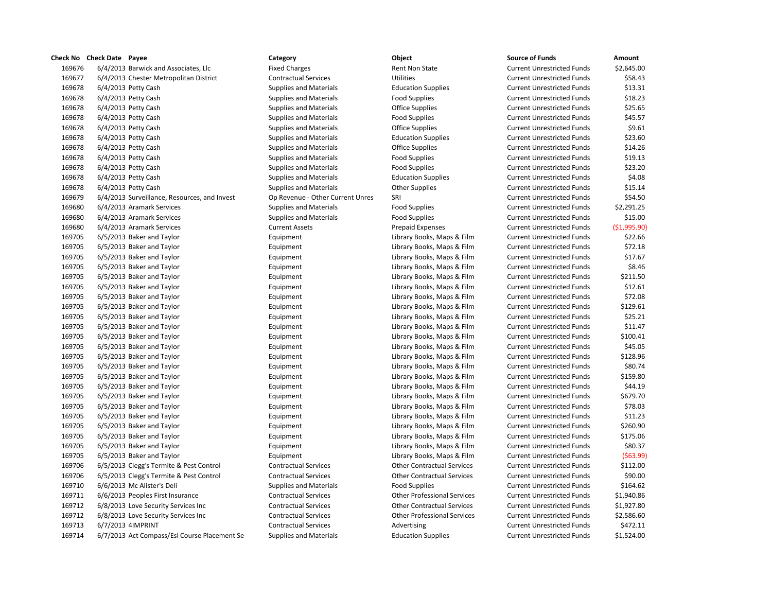| Check No | Check Date | Payee | Category | Object | Source of Funds | Amount |
|---|---|---|---|---|---|---|
| 169676 | 6/4/2013 | Barwick and Associates, Llc | Fixed Charges | Rent Non State | Current Unrestricted Funds | $2,645.00 |
| 169677 | 6/4/2013 | Chester Metropolitan District | Contractual Services | Utilities | Current Unrestricted Funds | $58.43 |
| 169678 | 6/4/2013 | Petty Cash | Supplies and Materials | Education Supplies | Current Unrestricted Funds | $13.31 |
| 169678 | 6/4/2013 | Petty Cash | Supplies and Materials | Food Supplies | Current Unrestricted Funds | $18.23 |
| 169678 | 6/4/2013 | Petty Cash | Supplies and Materials | Office Supplies | Current Unrestricted Funds | $25.65 |
| 169678 | 6/4/2013 | Petty Cash | Supplies and Materials | Food Supplies | Current Unrestricted Funds | $45.57 |
| 169678 | 6/4/2013 | Petty Cash | Supplies and Materials | Office Supplies | Current Unrestricted Funds | $9.61 |
| 169678 | 6/4/2013 | Petty Cash | Supplies and Materials | Education Supplies | Current Unrestricted Funds | $23.60 |
| 169678 | 6/4/2013 | Petty Cash | Supplies and Materials | Office Supplies | Current Unrestricted Funds | $14.26 |
| 169678 | 6/4/2013 | Petty Cash | Supplies and Materials | Food Supplies | Current Unrestricted Funds | $19.13 |
| 169678 | 6/4/2013 | Petty Cash | Supplies and Materials | Food Supplies | Current Unrestricted Funds | $23.20 |
| 169678 | 6/4/2013 | Petty Cash | Supplies and Materials | Education Supplies | Current Unrestricted Funds | $4.08 |
| 169678 | 6/4/2013 | Petty Cash | Supplies and Materials | Other Supplies | Current Unrestricted Funds | $15.14 |
| 169679 | 6/4/2013 | Surveillance, Resources, and Invest | Op Revenue - Other Current Unres | SRI | Current Unrestricted Funds | $54.50 |
| 169680 | 6/4/2013 | Aramark Services | Supplies and Materials | Food Supplies | Current Unrestricted Funds | $2,291.25 |
| 169680 | 6/4/2013 | Aramark Services | Supplies and Materials | Food Supplies | Current Unrestricted Funds | $15.00 |
| 169680 | 6/4/2013 | Aramark Services | Current Assets | Prepaid Expenses | Current Unrestricted Funds | ($1,995.90) |
| 169705 | 6/5/2013 | Baker and Taylor | Equipment | Library Books, Maps & Film | Current Unrestricted Funds | $22.66 |
| 169705 | 6/5/2013 | Baker and Taylor | Equipment | Library Books, Maps & Film | Current Unrestricted Funds | $72.18 |
| 169705 | 6/5/2013 | Baker and Taylor | Equipment | Library Books, Maps & Film | Current Unrestricted Funds | $17.67 |
| 169705 | 6/5/2013 | Baker and Taylor | Equipment | Library Books, Maps & Film | Current Unrestricted Funds | $8.46 |
| 169705 | 6/5/2013 | Baker and Taylor | Equipment | Library Books, Maps & Film | Current Unrestricted Funds | $211.50 |
| 169705 | 6/5/2013 | Baker and Taylor | Equipment | Library Books, Maps & Film | Current Unrestricted Funds | $12.61 |
| 169705 | 6/5/2013 | Baker and Taylor | Equipment | Library Books, Maps & Film | Current Unrestricted Funds | $72.08 |
| 169705 | 6/5/2013 | Baker and Taylor | Equipment | Library Books, Maps & Film | Current Unrestricted Funds | $129.61 |
| 169705 | 6/5/2013 | Baker and Taylor | Equipment | Library Books, Maps & Film | Current Unrestricted Funds | $25.21 |
| 169705 | 6/5/2013 | Baker and Taylor | Equipment | Library Books, Maps & Film | Current Unrestricted Funds | $11.47 |
| 169705 | 6/5/2013 | Baker and Taylor | Equipment | Library Books, Maps & Film | Current Unrestricted Funds | $100.41 |
| 169705 | 6/5/2013 | Baker and Taylor | Equipment | Library Books, Maps & Film | Current Unrestricted Funds | $45.05 |
| 169705 | 6/5/2013 | Baker and Taylor | Equipment | Library Books, Maps & Film | Current Unrestricted Funds | $128.96 |
| 169705 | 6/5/2013 | Baker and Taylor | Equipment | Library Books, Maps & Film | Current Unrestricted Funds | $80.74 |
| 169705 | 6/5/2013 | Baker and Taylor | Equipment | Library Books, Maps & Film | Current Unrestricted Funds | $159.80 |
| 169705 | 6/5/2013 | Baker and Taylor | Equipment | Library Books, Maps & Film | Current Unrestricted Funds | $44.19 |
| 169705 | 6/5/2013 | Baker and Taylor | Equipment | Library Books, Maps & Film | Current Unrestricted Funds | $679.70 |
| 169705 | 6/5/2013 | Baker and Taylor | Equipment | Library Books, Maps & Film | Current Unrestricted Funds | $78.03 |
| 169705 | 6/5/2013 | Baker and Taylor | Equipment | Library Books, Maps & Film | Current Unrestricted Funds | $11.23 |
| 169705 | 6/5/2013 | Baker and Taylor | Equipment | Library Books, Maps & Film | Current Unrestricted Funds | $260.90 |
| 169705 | 6/5/2013 | Baker and Taylor | Equipment | Library Books, Maps & Film | Current Unrestricted Funds | $175.06 |
| 169705 | 6/5/2013 | Baker and Taylor | Equipment | Library Books, Maps & Film | Current Unrestricted Funds | $80.37 |
| 169705 | 6/5/2013 | Baker and Taylor | Equipment | Library Books, Maps & Film | Current Unrestricted Funds | ($63.99) |
| 169706 | 6/5/2013 | Clegg's Termite & Pest Control | Contractual Services | Other Contractual Services | Current Unrestricted Funds | $112.00 |
| 169706 | 6/5/2013 | Clegg's Termite & Pest Control | Contractual Services | Other Contractual Services | Current Unrestricted Funds | $90.00 |
| 169710 | 6/6/2013 | Mc Alister's Deli | Supplies and Materials | Food Supplies | Current Unrestricted Funds | $164.62 |
| 169711 | 6/6/2013 | Peoples First Insurance | Contractual Services | Other Professional Services | Current Unrestricted Funds | $1,940.86 |
| 169712 | 6/8/2013 | Love Security Services Inc | Contractual Services | Other Contractual Services | Current Unrestricted Funds | $1,927.80 |
| 169712 | 6/8/2013 | Love Security Services Inc | Contractual Services | Other Professional Services | Current Unrestricted Funds | $2,586.60 |
| 169713 | 6/7/2013 | 4IMPRINT | Contractual Services | Advertising | Current Unrestricted Funds | $472.11 |
| 169714 | 6/7/2013 | Act Compass/Esl Course Placement Se | Supplies and Materials | Education Supplies | Current Unrestricted Funds | $1,524.00 |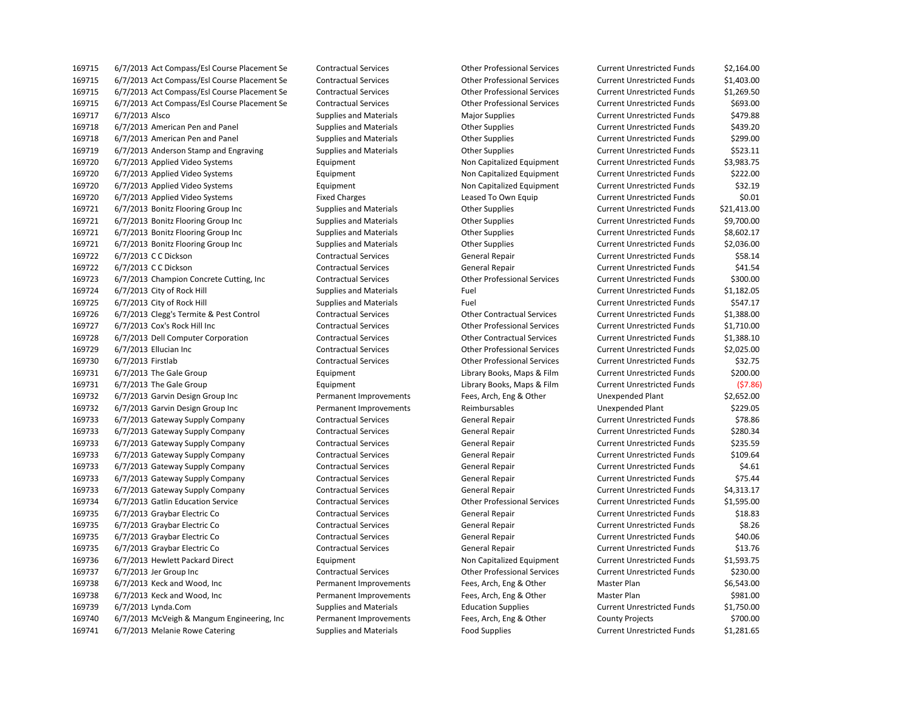| | | | | | | |
|---|---|---|---|---|---|---|
| 169715 | 6/7/2013 | Act Compass/Esl Course Placement Se | Contractual Services | Other Professional Services | Current Unrestricted Funds | $2,164.00 |
| 169715 | 6/7/2013 | Act Compass/Esl Course Placement Se | Contractual Services | Other Professional Services | Current Unrestricted Funds | $1,403.00 |
| 169715 | 6/7/2013 | Act Compass/Esl Course Placement Se | Contractual Services | Other Professional Services | Current Unrestricted Funds | $1,269.50 |
| 169715 | 6/7/2013 | Act Compass/Esl Course Placement Se | Contractual Services | Other Professional Services | Current Unrestricted Funds | $693.00 |
| 169717 | 6/7/2013 | Alsco | Supplies and Materials | Major Supplies | Current Unrestricted Funds | $479.88 |
| 169718 | 6/7/2013 | American Pen and Panel | Supplies and Materials | Other Supplies | Current Unrestricted Funds | $439.20 |
| 169718 | 6/7/2013 | American Pen and Panel | Supplies and Materials | Other Supplies | Current Unrestricted Funds | $299.00 |
| 169719 | 6/7/2013 | Anderson Stamp and Engraving | Supplies and Materials | Other Supplies | Current Unrestricted Funds | $523.11 |
| 169720 | 6/7/2013 | Applied Video Systems | Equipment | Non Capitalized Equipment | Current Unrestricted Funds | $3,983.75 |
| 169720 | 6/7/2013 | Applied Video Systems | Equipment | Non Capitalized Equipment | Current Unrestricted Funds | $222.00 |
| 169720 | 6/7/2013 | Applied Video Systems | Equipment | Non Capitalized Equipment | Current Unrestricted Funds | $32.19 |
| 169720 | 6/7/2013 | Applied Video Systems | Fixed Charges | Leased To Own Equip | Current Unrestricted Funds | $0.01 |
| 169721 | 6/7/2013 | Bonitz Flooring Group Inc | Supplies and Materials | Other Supplies | Current Unrestricted Funds | $21,413.00 |
| 169721 | 6/7/2013 | Bonitz Flooring Group Inc | Supplies and Materials | Other Supplies | Current Unrestricted Funds | $9,700.00 |
| 169721 | 6/7/2013 | Bonitz Flooring Group Inc | Supplies and Materials | Other Supplies | Current Unrestricted Funds | $8,602.17 |
| 169721 | 6/7/2013 | Bonitz Flooring Group Inc | Supplies and Materials | Other Supplies | Current Unrestricted Funds | $2,036.00 |
| 169722 | 6/7/2013 | C C Dickson | Contractual Services | General Repair | Current Unrestricted Funds | $58.14 |
| 169722 | 6/7/2013 | C C Dickson | Contractual Services | General Repair | Current Unrestricted Funds | $41.54 |
| 169723 | 6/7/2013 | Champion Concrete Cutting, Inc | Contractual Services | Other Professional Services | Current Unrestricted Funds | $300.00 |
| 169724 | 6/7/2013 | City of Rock Hill | Supplies and Materials | Fuel | Current Unrestricted Funds | $1,182.05 |
| 169725 | 6/7/2013 | City of Rock Hill | Supplies and Materials | Fuel | Current Unrestricted Funds | $547.17 |
| 169726 | 6/7/2013 | Clegg's Termite & Pest Control | Contractual Services | Other Contractual Services | Current Unrestricted Funds | $1,388.00 |
| 169727 | 6/7/2013 | Cox's Rock Hill Inc | Contractual Services | Other Professional Services | Current Unrestricted Funds | $1,710.00 |
| 169728 | 6/7/2013 | Dell Computer Corporation | Contractual Services | Other Contractual Services | Current Unrestricted Funds | $1,388.10 |
| 169729 | 6/7/2013 | Ellucian Inc | Contractual Services | Other Professional Services | Current Unrestricted Funds | $2,025.00 |
| 169730 | 6/7/2013 | Firstlab | Contractual Services | Other Professional Services | Current Unrestricted Funds | $32.75 |
| 169731 | 6/7/2013 | The Gale Group | Equipment | Library Books, Maps & Film | Current Unrestricted Funds | $200.00 |
| 169731 | 6/7/2013 | The Gale Group | Equipment | Library Books, Maps & Film | Current Unrestricted Funds | ($7.86) |
| 169732 | 6/7/2013 | Garvin Design Group Inc | Permanent Improvements | Fees, Arch, Eng & Other | Unexpended Plant | $2,652.00 |
| 169732 | 6/7/2013 | Garvin Design Group Inc | Permanent Improvements | Reimbursables | Unexpended Plant | $229.05 |
| 169733 | 6/7/2013 | Gateway Supply Company | Contractual Services | General Repair | Current Unrestricted Funds | $78.86 |
| 169733 | 6/7/2013 | Gateway Supply Company | Contractual Services | General Repair | Current Unrestricted Funds | $280.34 |
| 169733 | 6/7/2013 | Gateway Supply Company | Contractual Services | General Repair | Current Unrestricted Funds | $235.59 |
| 169733 | 6/7/2013 | Gateway Supply Company | Contractual Services | General Repair | Current Unrestricted Funds | $109.64 |
| 169733 | 6/7/2013 | Gateway Supply Company | Contractual Services | General Repair | Current Unrestricted Funds | $4.61 |
| 169733 | 6/7/2013 | Gateway Supply Company | Contractual Services | General Repair | Current Unrestricted Funds | $75.44 |
| 169733 | 6/7/2013 | Gateway Supply Company | Contractual Services | General Repair | Current Unrestricted Funds | $4,313.17 |
| 169734 | 6/7/2013 | Gatlin Education Service | Contractual Services | Other Professional Services | Current Unrestricted Funds | $1,595.00 |
| 169735 | 6/7/2013 | Graybar Electric Co | Contractual Services | General Repair | Current Unrestricted Funds | $18.83 |
| 169735 | 6/7/2013 | Graybar Electric Co | Contractual Services | General Repair | Current Unrestricted Funds | $8.26 |
| 169735 | 6/7/2013 | Graybar Electric Co | Contractual Services | General Repair | Current Unrestricted Funds | $40.06 |
| 169735 | 6/7/2013 | Graybar Electric Co | Contractual Services | General Repair | Current Unrestricted Funds | $13.76 |
| 169736 | 6/7/2013 | Hewlett Packard Direct | Equipment | Non Capitalized Equipment | Current Unrestricted Funds | $1,593.75 |
| 169737 | 6/7/2013 | Jer Group Inc | Contractual Services | Other Professional Services | Current Unrestricted Funds | $230.00 |
| 169738 | 6/7/2013 | Keck and Wood, Inc | Permanent Improvements | Fees, Arch, Eng & Other | Master Plan | $6,543.00 |
| 169738 | 6/7/2013 | Keck and Wood, Inc | Permanent Improvements | Fees, Arch, Eng & Other | Master Plan | $981.00 |
| 169739 | 6/7/2013 | Lynda.Com | Supplies and Materials | Education Supplies | Current Unrestricted Funds | $1,750.00 |
| 169740 | 6/7/2013 | McVeigh & Mangum Engineering, Inc | Permanent Improvements | Fees, Arch, Eng & Other | County Projects | $700.00 |
| 169741 | 6/7/2013 | Melanie Rowe Catering | Supplies and Materials | Food Supplies | Current Unrestricted Funds | $1,281.65 |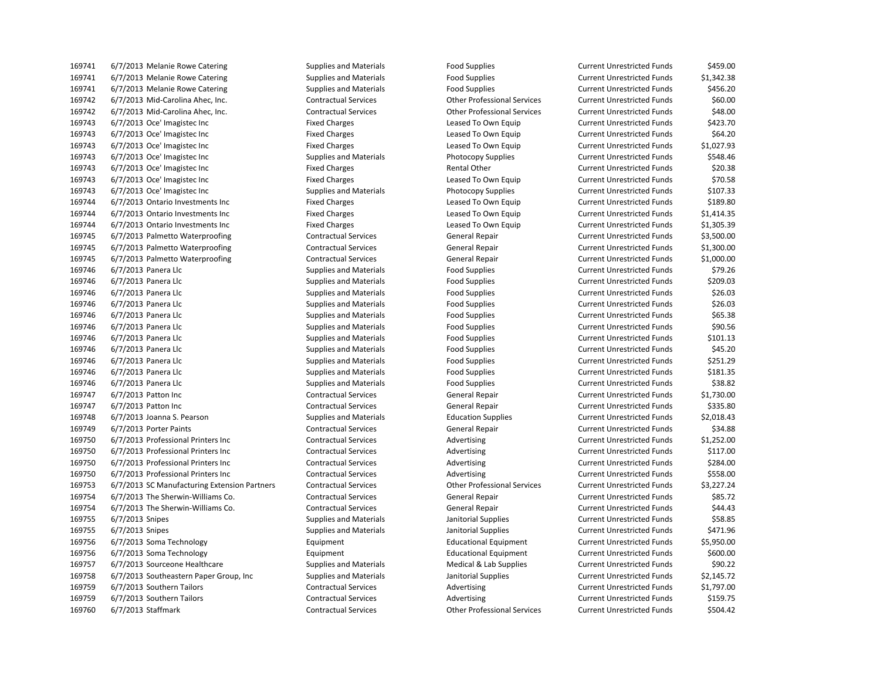| | | | | | | |
|---|---|---|---|---|---|---|
| 169741 | 6/7/2013 | Melanie Rowe Catering | Supplies and Materials | Food Supplies | Current Unrestricted Funds | $459.00 |
| 169741 | 6/7/2013 | Melanie Rowe Catering | Supplies and Materials | Food Supplies | Current Unrestricted Funds | $1,342.38 |
| 169741 | 6/7/2013 | Melanie Rowe Catering | Supplies and Materials | Food Supplies | Current Unrestricted Funds | $456.20 |
| 169742 | 6/7/2013 | Mid-Carolina Ahec, Inc. | Contractual Services | Other Professional Services | Current Unrestricted Funds | $60.00 |
| 169742 | 6/7/2013 | Mid-Carolina Ahec, Inc. | Contractual Services | Other Professional Services | Current Unrestricted Funds | $48.00 |
| 169743 | 6/7/2013 | Oce' Imagistec Inc | Fixed Charges | Leased To Own Equip | Current Unrestricted Funds | $423.70 |
| 169743 | 6/7/2013 | Oce' Imagistec Inc | Fixed Charges | Leased To Own Equip | Current Unrestricted Funds | $64.20 |
| 169743 | 6/7/2013 | Oce' Imagistec Inc | Fixed Charges | Leased To Own Equip | Current Unrestricted Funds | $1,027.93 |
| 169743 | 6/7/2013 | Oce' Imagistec Inc | Supplies and Materials | Photocopy Supplies | Current Unrestricted Funds | $548.46 |
| 169743 | 6/7/2013 | Oce' Imagistec Inc | Fixed Charges | Rental Other | Current Unrestricted Funds | $20.38 |
| 169743 | 6/7/2013 | Oce' Imagistec Inc | Fixed Charges | Leased To Own Equip | Current Unrestricted Funds | $70.58 |
| 169743 | 6/7/2013 | Oce' Imagistec Inc | Supplies and Materials | Photocopy Supplies | Current Unrestricted Funds | $107.33 |
| 169744 | 6/7/2013 | Ontario Investments Inc | Fixed Charges | Leased To Own Equip | Current Unrestricted Funds | $189.80 |
| 169744 | 6/7/2013 | Ontario Investments Inc | Fixed Charges | Leased To Own Equip | Current Unrestricted Funds | $1,414.35 |
| 169744 | 6/7/2013 | Ontario Investments Inc | Fixed Charges | Leased To Own Equip | Current Unrestricted Funds | $1,305.39 |
| 169745 | 6/7/2013 | Palmetto Waterproofing | Contractual Services | General Repair | Current Unrestricted Funds | $3,500.00 |
| 169745 | 6/7/2013 | Palmetto Waterproofing | Contractual Services | General Repair | Current Unrestricted Funds | $1,300.00 |
| 169745 | 6/7/2013 | Palmetto Waterproofing | Contractual Services | General Repair | Current Unrestricted Funds | $1,000.00 |
| 169746 | 6/7/2013 | Panera Llc | Supplies and Materials | Food Supplies | Current Unrestricted Funds | $79.26 |
| 169746 | 6/7/2013 | Panera Llc | Supplies and Materials | Food Supplies | Current Unrestricted Funds | $209.03 |
| 169746 | 6/7/2013 | Panera Llc | Supplies and Materials | Food Supplies | Current Unrestricted Funds | $26.03 |
| 169746 | 6/7/2013 | Panera Llc | Supplies and Materials | Food Supplies | Current Unrestricted Funds | $26.03 |
| 169746 | 6/7/2013 | Panera Llc | Supplies and Materials | Food Supplies | Current Unrestricted Funds | $65.38 |
| 169746 | 6/7/2013 | Panera Llc | Supplies and Materials | Food Supplies | Current Unrestricted Funds | $90.56 |
| 169746 | 6/7/2013 | Panera Llc | Supplies and Materials | Food Supplies | Current Unrestricted Funds | $101.13 |
| 169746 | 6/7/2013 | Panera Llc | Supplies and Materials | Food Supplies | Current Unrestricted Funds | $45.20 |
| 169746 | 6/7/2013 | Panera Llc | Supplies and Materials | Food Supplies | Current Unrestricted Funds | $251.29 |
| 169746 | 6/7/2013 | Panera Llc | Supplies and Materials | Food Supplies | Current Unrestricted Funds | $181.35 |
| 169746 | 6/7/2013 | Panera Llc | Supplies and Materials | Food Supplies | Current Unrestricted Funds | $38.82 |
| 169747 | 6/7/2013 | Patton Inc | Contractual Services | General Repair | Current Unrestricted Funds | $1,730.00 |
| 169747 | 6/7/2013 | Patton Inc | Contractual Services | General Repair | Current Unrestricted Funds | $335.80 |
| 169748 | 6/7/2013 | Joanna S. Pearson | Supplies and Materials | Education Supplies | Current Unrestricted Funds | $2,018.43 |
| 169749 | 6/7/2013 | Porter Paints | Contractual Services | General Repair | Current Unrestricted Funds | $34.88 |
| 169750 | 6/7/2013 | Professional Printers Inc | Contractual Services | Advertising | Current Unrestricted Funds | $1,252.00 |
| 169750 | 6/7/2013 | Professional Printers Inc | Contractual Services | Advertising | Current Unrestricted Funds | $117.00 |
| 169750 | 6/7/2013 | Professional Printers Inc | Contractual Services | Advertising | Current Unrestricted Funds | $284.00 |
| 169750 | 6/7/2013 | Professional Printers Inc | Contractual Services | Advertising | Current Unrestricted Funds | $558.00 |
| 169753 | 6/7/2013 | SC Manufacturing Extension Partners | Contractual Services | Other Professional Services | Current Unrestricted Funds | $3,227.24 |
| 169754 | 6/7/2013 | The Sherwin-Williams Co. | Contractual Services | General Repair | Current Unrestricted Funds | $85.72 |
| 169754 | 6/7/2013 | The Sherwin-Williams Co. | Contractual Services | General Repair | Current Unrestricted Funds | $44.43 |
| 169755 | 6/7/2013 | Snipes | Supplies and Materials | Janitorial Supplies | Current Unrestricted Funds | $58.85 |
| 169755 | 6/7/2013 | Snipes | Supplies and Materials | Janitorial Supplies | Current Unrestricted Funds | $471.96 |
| 169756 | 6/7/2013 | Soma Technology | Equipment | Educational Equipment | Current Unrestricted Funds | $5,950.00 |
| 169756 | 6/7/2013 | Soma Technology | Equipment | Educational Equipment | Current Unrestricted Funds | $600.00 |
| 169757 | 6/7/2013 | Sourceone Healthcare | Supplies and Materials | Medical & Lab Supplies | Current Unrestricted Funds | $90.22 |
| 169758 | 6/7/2013 | Southeastern Paper Group, Inc | Supplies and Materials | Janitorial Supplies | Current Unrestricted Funds | $2,145.72 |
| 169759 | 6/7/2013 | Southern Tailors | Contractual Services | Advertising | Current Unrestricted Funds | $1,797.00 |
| 169759 | 6/7/2013 | Southern Tailors | Contractual Services | Advertising | Current Unrestricted Funds | $159.75 |
| 169760 | 6/7/2013 | Staffmark | Contractual Services | Other Professional Services | Current Unrestricted Funds | $504.42 |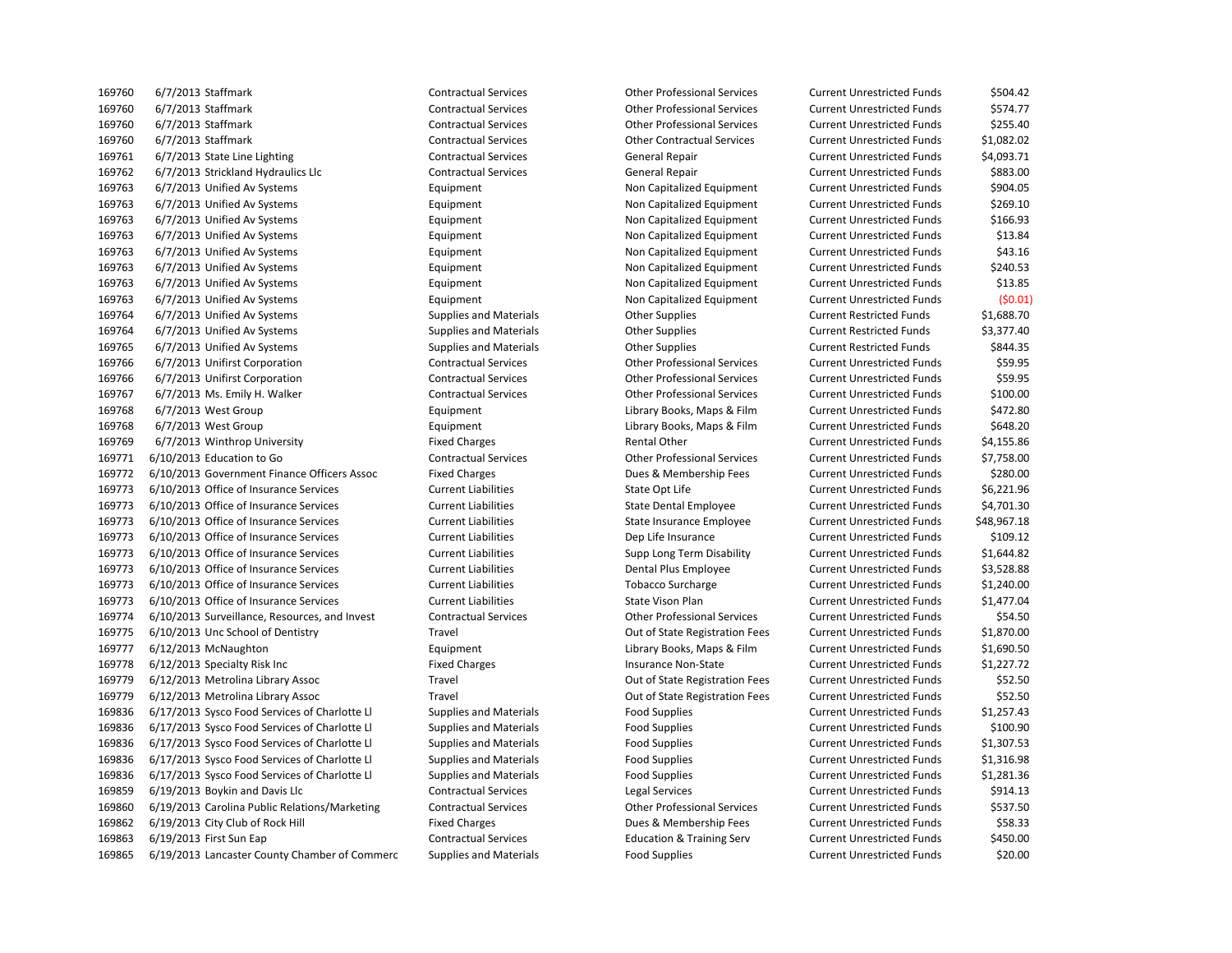| | | | | | | |
|---|---|---|---|---|---|---|
| 169760 | 6/7/2013 | Staffmark | Contractual Services | Other Professional Services | Current Unrestricted Funds | $504.42 |
| 169760 | 6/7/2013 | Staffmark | Contractual Services | Other Professional Services | Current Unrestricted Funds | $574.77 |
| 169760 | 6/7/2013 | Staffmark | Contractual Services | Other Professional Services | Current Unrestricted Funds | $255.40 |
| 169760 | 6/7/2013 | Staffmark | Contractual Services | Other Contractual Services | Current Unrestricted Funds | $1,082.02 |
| 169761 | 6/7/2013 | State Line Lighting | Contractual Services | General Repair | Current Unrestricted Funds | $4,093.71 |
| 169762 | 6/7/2013 | Strickland Hydraulics Llc | Contractual Services | General Repair | Current Unrestricted Funds | $883.00 |
| 169763 | 6/7/2013 | Unified Av Systems | Equipment | Non Capitalized Equipment | Current Unrestricted Funds | $904.05 |
| 169763 | 6/7/2013 | Unified Av Systems | Equipment | Non Capitalized Equipment | Current Unrestricted Funds | $269.10 |
| 169763 | 6/7/2013 | Unified Av Systems | Equipment | Non Capitalized Equipment | Current Unrestricted Funds | $166.93 |
| 169763 | 6/7/2013 | Unified Av Systems | Equipment | Non Capitalized Equipment | Current Unrestricted Funds | $13.84 |
| 169763 | 6/7/2013 | Unified Av Systems | Equipment | Non Capitalized Equipment | Current Unrestricted Funds | $43.16 |
| 169763 | 6/7/2013 | Unified Av Systems | Equipment | Non Capitalized Equipment | Current Unrestricted Funds | $240.53 |
| 169763 | 6/7/2013 | Unified Av Systems | Equipment | Non Capitalized Equipment | Current Unrestricted Funds | $13.85 |
| 169763 | 6/7/2013 | Unified Av Systems | Equipment | Non Capitalized Equipment | Current Unrestricted Funds | ($0.01) |
| 169764 | 6/7/2013 | Unified Av Systems | Supplies and Materials | Other Supplies | Current Restricted Funds | $1,688.70 |
| 169764 | 6/7/2013 | Unified Av Systems | Supplies and Materials | Other Supplies | Current Restricted Funds | $3,377.40 |
| 169765 | 6/7/2013 | Unified Av Systems | Supplies and Materials | Other Supplies | Current Restricted Funds | $844.35 |
| 169766 | 6/7/2013 | Unifirst Corporation | Contractual Services | Other Professional Services | Current Unrestricted Funds | $59.95 |
| 169766 | 6/7/2013 | Unifirst Corporation | Contractual Services | Other Professional Services | Current Unrestricted Funds | $59.95 |
| 169767 | 6/7/2013 | Ms. Emily H. Walker | Contractual Services | Other Professional Services | Current Unrestricted Funds | $100.00 |
| 169768 | 6/7/2013 | West Group | Equipment | Library Books, Maps & Film | Current Unrestricted Funds | $472.80 |
| 169768 | 6/7/2013 | West Group | Equipment | Library Books, Maps & Film | Current Unrestricted Funds | $648.20 |
| 169769 | 6/7/2013 | Winthrop University | Fixed Charges | Rental Other | Current Unrestricted Funds | $4,155.86 |
| 169771 | 6/10/2013 | Education to Go | Contractual Services | Other Professional Services | Current Unrestricted Funds | $7,758.00 |
| 169772 | 6/10/2013 | Government Finance Officers Assoc | Fixed Charges | Dues & Membership Fees | Current Unrestricted Funds | $280.00 |
| 169773 | 6/10/2013 | Office of Insurance Services | Current Liabilities | State Opt Life | Current Unrestricted Funds | $6,221.96 |
| 169773 | 6/10/2013 | Office of Insurance Services | Current Liabilities | State Dental Employee | Current Unrestricted Funds | $4,701.30 |
| 169773 | 6/10/2013 | Office of Insurance Services | Current Liabilities | State Insurance Employee | Current Unrestricted Funds | $48,967.18 |
| 169773 | 6/10/2013 | Office of Insurance Services | Current Liabilities | Dep Life Insurance | Current Unrestricted Funds | $109.12 |
| 169773 | 6/10/2013 | Office of Insurance Services | Current Liabilities | Supp Long Term Disability | Current Unrestricted Funds | $1,644.82 |
| 169773 | 6/10/2013 | Office of Insurance Services | Current Liabilities | Dental Plus Employee | Current Unrestricted Funds | $3,528.88 |
| 169773 | 6/10/2013 | Office of Insurance Services | Current Liabilities | Tobacco Surcharge | Current Unrestricted Funds | $1,240.00 |
| 169773 | 6/10/2013 | Office of Insurance Services | Current Liabilities | State Vison Plan | Current Unrestricted Funds | $1,477.04 |
| 169774 | 6/10/2013 | Surveillance, Resources, and Invest | Contractual Services | Other Professional Services | Current Unrestricted Funds | $54.50 |
| 169775 | 6/10/2013 | Unc School of Dentistry | Travel | Out of State Registration Fees | Current Unrestricted Funds | $1,870.00 |
| 169777 | 6/12/2013 | McNaughton | Equipment | Library Books, Maps & Film | Current Unrestricted Funds | $1,690.50 |
| 169778 | 6/12/2013 | Specialty Risk Inc | Fixed Charges | Insurance Non-State | Current Unrestricted Funds | $1,227.72 |
| 169779 | 6/12/2013 | Metrolina Library Assoc | Travel | Out of State Registration Fees | Current Unrestricted Funds | $52.50 |
| 169779 | 6/12/2013 | Metrolina Library Assoc | Travel | Out of State Registration Fees | Current Unrestricted Funds | $52.50 |
| 169836 | 6/17/2013 | Sysco Food Services of Charlotte Ll | Supplies and Materials | Food Supplies | Current Unrestricted Funds | $1,257.43 |
| 169836 | 6/17/2013 | Sysco Food Services of Charlotte Ll | Supplies and Materials | Food Supplies | Current Unrestricted Funds | $100.90 |
| 169836 | 6/17/2013 | Sysco Food Services of Charlotte Ll | Supplies and Materials | Food Supplies | Current Unrestricted Funds | $1,307.53 |
| 169836 | 6/17/2013 | Sysco Food Services of Charlotte Ll | Supplies and Materials | Food Supplies | Current Unrestricted Funds | $1,316.98 |
| 169836 | 6/17/2013 | Sysco Food Services of Charlotte Ll | Supplies and Materials | Food Supplies | Current Unrestricted Funds | $1,281.36 |
| 169859 | 6/19/2013 | Boykin and Davis Llc | Contractual Services | Legal Services | Current Unrestricted Funds | $914.13 |
| 169860 | 6/19/2013 | Carolina Public Relations/Marketing | Contractual Services | Other Professional Services | Current Unrestricted Funds | $537.50 |
| 169862 | 6/19/2013 | City Club of Rock Hill | Fixed Charges | Dues & Membership Fees | Current Unrestricted Funds | $58.33 |
| 169863 | 6/19/2013 | First Sun Eap | Contractual Services | Education & Training Serv | Current Unrestricted Funds | $450.00 |
| 169865 | 6/19/2013 | Lancaster County Chamber of Commerc | Supplies and Materials | Food Supplies | Current Unrestricted Funds | $20.00 |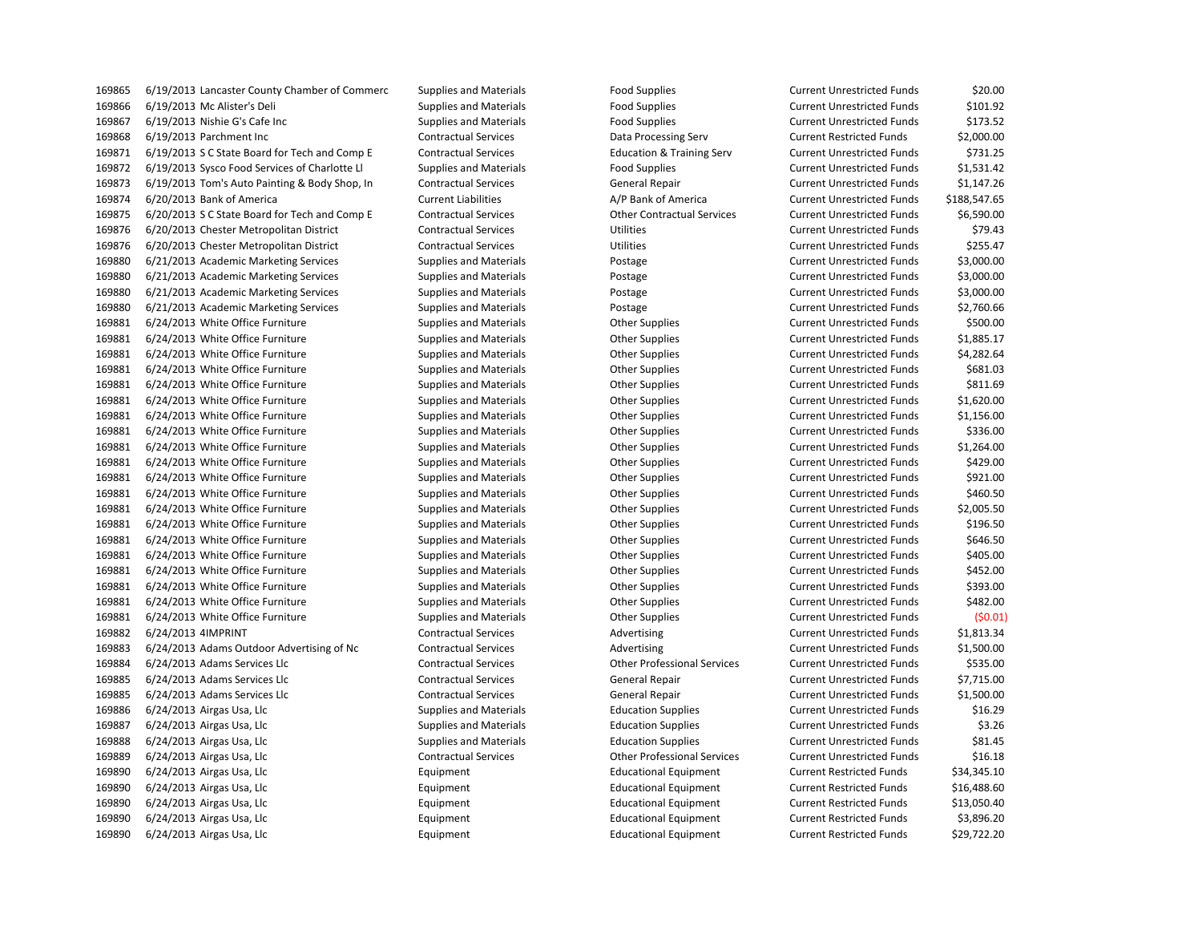| | | | | | | |
|---|---|---|---|---|---|---|
| 169865 | 6/19/2013 | Lancaster County Chamber of Commerc | Supplies and Materials | Food Supplies | Current Unrestricted Funds | $20.00 |
| 169866 | 6/19/2013 | Mc Alister's Deli | Supplies and Materials | Food Supplies | Current Unrestricted Funds | $101.92 |
| 169867 | 6/19/2013 | Nishie G's Cafe Inc | Supplies and Materials | Food Supplies | Current Unrestricted Funds | $173.52 |
| 169868 | 6/19/2013 | Parchment Inc | Contractual Services | Data Processing Serv | Current Restricted Funds | $2,000.00 |
| 169871 | 6/19/2013 | S C State Board for Tech and Comp E | Contractual Services | Education & Training Serv | Current Unrestricted Funds | $731.25 |
| 169872 | 6/19/2013 | Sysco Food Services of Charlotte Ll | Supplies and Materials | Food Supplies | Current Unrestricted Funds | $1,531.42 |
| 169873 | 6/19/2013 | Tom's Auto Painting & Body Shop, In | Contractual Services | General Repair | Current Unrestricted Funds | $1,147.26 |
| 169874 | 6/20/2013 | Bank of America | Current Liabilities | A/P Bank of America | Current Unrestricted Funds | $188,547.65 |
| 169875 | 6/20/2013 | S C State Board for Tech and Comp E | Contractual Services | Other Contractual Services | Current Unrestricted Funds | $6,590.00 |
| 169876 | 6/20/2013 | Chester Metropolitan District | Contractual Services | Utilities | Current Unrestricted Funds | $79.43 |
| 169876 | 6/20/2013 | Chester Metropolitan District | Contractual Services | Utilities | Current Unrestricted Funds | $255.47 |
| 169880 | 6/21/2013 | Academic Marketing Services | Supplies and Materials | Postage | Current Unrestricted Funds | $3,000.00 |
| 169880 | 6/21/2013 | Academic Marketing Services | Supplies and Materials | Postage | Current Unrestricted Funds | $3,000.00 |
| 169880 | 6/21/2013 | Academic Marketing Services | Supplies and Materials | Postage | Current Unrestricted Funds | $3,000.00 |
| 169880 | 6/21/2013 | Academic Marketing Services | Supplies and Materials | Postage | Current Unrestricted Funds | $2,760.66 |
| 169881 | 6/24/2013 | White Office Furniture | Supplies and Materials | Other Supplies | Current Unrestricted Funds | $500.00 |
| 169881 | 6/24/2013 | White Office Furniture | Supplies and Materials | Other Supplies | Current Unrestricted Funds | $1,885.17 |
| 169881 | 6/24/2013 | White Office Furniture | Supplies and Materials | Other Supplies | Current Unrestricted Funds | $4,282.64 |
| 169881 | 6/24/2013 | White Office Furniture | Supplies and Materials | Other Supplies | Current Unrestricted Funds | $681.03 |
| 169881 | 6/24/2013 | White Office Furniture | Supplies and Materials | Other Supplies | Current Unrestricted Funds | $811.69 |
| 169881 | 6/24/2013 | White Office Furniture | Supplies and Materials | Other Supplies | Current Unrestricted Funds | $1,620.00 |
| 169881 | 6/24/2013 | White Office Furniture | Supplies and Materials | Other Supplies | Current Unrestricted Funds | $1,156.00 |
| 169881 | 6/24/2013 | White Office Furniture | Supplies and Materials | Other Supplies | Current Unrestricted Funds | $336.00 |
| 169881 | 6/24/2013 | White Office Furniture | Supplies and Materials | Other Supplies | Current Unrestricted Funds | $1,264.00 |
| 169881 | 6/24/2013 | White Office Furniture | Supplies and Materials | Other Supplies | Current Unrestricted Funds | $429.00 |
| 169881 | 6/24/2013 | White Office Furniture | Supplies and Materials | Other Supplies | Current Unrestricted Funds | $921.00 |
| 169881 | 6/24/2013 | White Office Furniture | Supplies and Materials | Other Supplies | Current Unrestricted Funds | $460.50 |
| 169881 | 6/24/2013 | White Office Furniture | Supplies and Materials | Other Supplies | Current Unrestricted Funds | $2,005.50 |
| 169881 | 6/24/2013 | White Office Furniture | Supplies and Materials | Other Supplies | Current Unrestricted Funds | $196.50 |
| 169881 | 6/24/2013 | White Office Furniture | Supplies and Materials | Other Supplies | Current Unrestricted Funds | $646.50 |
| 169881 | 6/24/2013 | White Office Furniture | Supplies and Materials | Other Supplies | Current Unrestricted Funds | $405.00 |
| 169881 | 6/24/2013 | White Office Furniture | Supplies and Materials | Other Supplies | Current Unrestricted Funds | $452.00 |
| 169881 | 6/24/2013 | White Office Furniture | Supplies and Materials | Other Supplies | Current Unrestricted Funds | $393.00 |
| 169881 | 6/24/2013 | White Office Furniture | Supplies and Materials | Other Supplies | Current Unrestricted Funds | $482.00 |
| 169881 | 6/24/2013 | White Office Furniture | Supplies and Materials | Other Supplies | Current Unrestricted Funds | ($0.01) |
| 169882 | 6/24/2013 | 4IMPRINT | Contractual Services | Advertising | Current Unrestricted Funds | $1,813.34 |
| 169883 | 6/24/2013 | Adams Outdoor Advertising of Nc | Contractual Services | Advertising | Current Unrestricted Funds | $1,500.00 |
| 169884 | 6/24/2013 | Adams Services Llc | Contractual Services | Other Professional Services | Current Unrestricted Funds | $535.00 |
| 169885 | 6/24/2013 | Adams Services Llc | Contractual Services | General Repair | Current Unrestricted Funds | $7,715.00 |
| 169885 | 6/24/2013 | Adams Services Llc | Contractual Services | General Repair | Current Unrestricted Funds | $1,500.00 |
| 169886 | 6/24/2013 | Airgas Usa, Llc | Supplies and Materials | Education Supplies | Current Unrestricted Funds | $16.29 |
| 169887 | 6/24/2013 | Airgas Usa, Llc | Supplies and Materials | Education Supplies | Current Unrestricted Funds | $3.26 |
| 169888 | 6/24/2013 | Airgas Usa, Llc | Supplies and Materials | Education Supplies | Current Unrestricted Funds | $81.45 |
| 169889 | 6/24/2013 | Airgas Usa, Llc | Contractual Services | Other Professional Services | Current Unrestricted Funds | $16.18 |
| 169890 | 6/24/2013 | Airgas Usa, Llc | Equipment | Educational Equipment | Current Restricted Funds | $34,345.10 |
| 169890 | 6/24/2013 | Airgas Usa, Llc | Equipment | Educational Equipment | Current Restricted Funds | $16,488.60 |
| 169890 | 6/24/2013 | Airgas Usa, Llc | Equipment | Educational Equipment | Current Restricted Funds | $13,050.40 |
| 169890 | 6/24/2013 | Airgas Usa, Llc | Equipment | Educational Equipment | Current Restricted Funds | $3,896.20 |
| 169890 | 6/24/2013 | Airgas Usa, Llc | Equipment | Educational Equipment | Current Restricted Funds | $29,722.20 |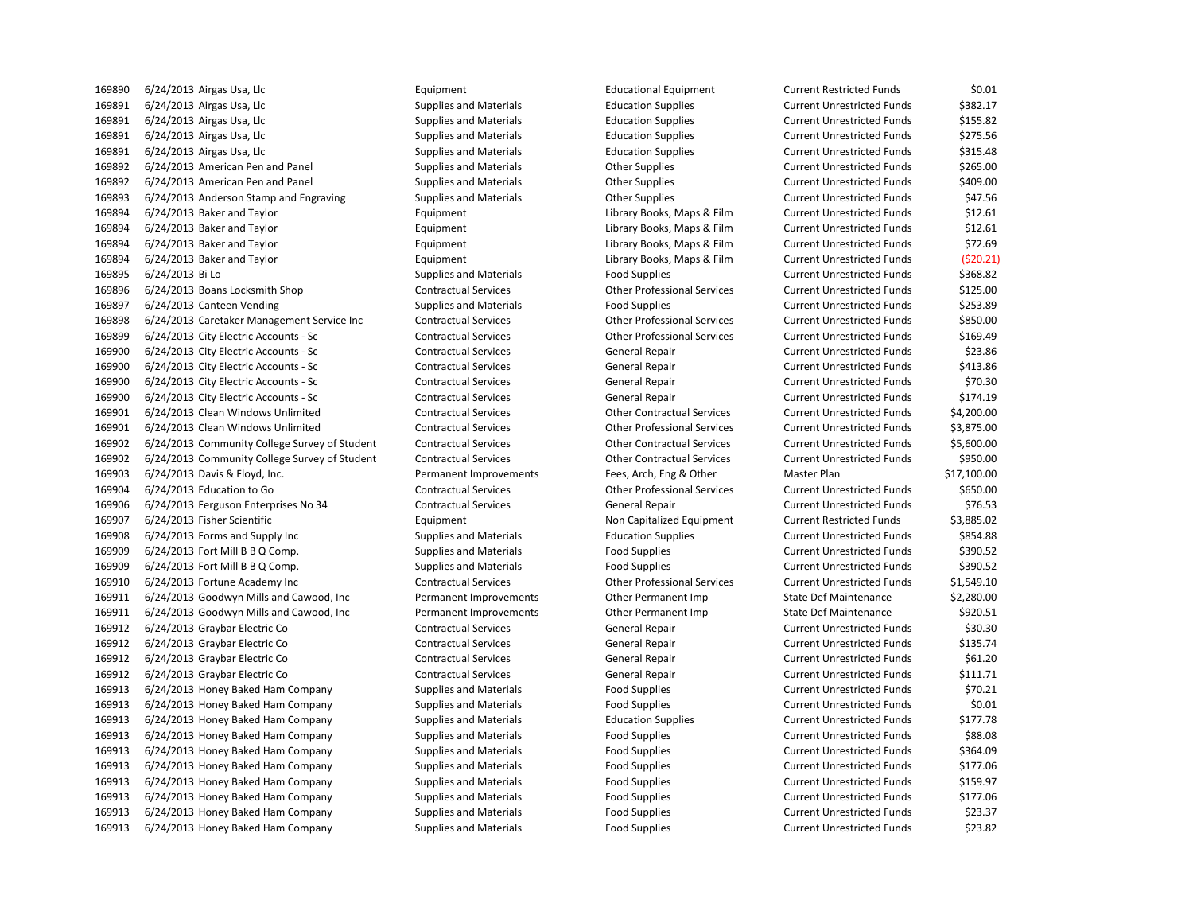| | | | | | | |
|---|---|---|---|---|---|---|
| 169890 | 6/24/2013 | Airgas Usa, Llc | Equipment | Educational Equipment | Current Restricted Funds | $0.01 |
| 169891 | 6/24/2013 | Airgas Usa, Llc | Supplies and Materials | Education Supplies | Current Unrestricted Funds | $382.17 |
| 169891 | 6/24/2013 | Airgas Usa, Llc | Supplies and Materials | Education Supplies | Current Unrestricted Funds | $155.82 |
| 169891 | 6/24/2013 | Airgas Usa, Llc | Supplies and Materials | Education Supplies | Current Unrestricted Funds | $275.56 |
| 169891 | 6/24/2013 | Airgas Usa, Llc | Supplies and Materials | Education Supplies | Current Unrestricted Funds | $315.48 |
| 169892 | 6/24/2013 | American Pen and Panel | Supplies and Materials | Other Supplies | Current Unrestricted Funds | $265.00 |
| 169892 | 6/24/2013 | American Pen and Panel | Supplies and Materials | Other Supplies | Current Unrestricted Funds | $409.00 |
| 169893 | 6/24/2013 | Anderson Stamp and Engraving | Supplies and Materials | Other Supplies | Current Unrestricted Funds | $47.56 |
| 169894 | 6/24/2013 | Baker and Taylor | Equipment | Library Books, Maps & Film | Current Unrestricted Funds | $12.61 |
| 169894 | 6/24/2013 | Baker and Taylor | Equipment | Library Books, Maps & Film | Current Unrestricted Funds | $12.61 |
| 169894 | 6/24/2013 | Baker and Taylor | Equipment | Library Books, Maps & Film | Current Unrestricted Funds | $72.69 |
| 169894 | 6/24/2013 | Baker and Taylor | Equipment | Library Books, Maps & Film | Current Unrestricted Funds | ($20.21) |
| 169895 | 6/24/2013 | Bi Lo | Supplies and Materials | Food Supplies | Current Unrestricted Funds | $368.82 |
| 169896 | 6/24/2013 | Boans Locksmith Shop | Contractual Services | Other Professional Services | Current Unrestricted Funds | $125.00 |
| 169897 | 6/24/2013 | Canteen Vending | Supplies and Materials | Food Supplies | Current Unrestricted Funds | $253.89 |
| 169898 | 6/24/2013 | Caretaker Management Service Inc | Contractual Services | Other Professional Services | Current Unrestricted Funds | $850.00 |
| 169899 | 6/24/2013 | City Electric Accounts - Sc | Contractual Services | Other Professional Services | Current Unrestricted Funds | $169.49 |
| 169900 | 6/24/2013 | City Electric Accounts - Sc | Contractual Services | General Repair | Current Unrestricted Funds | $23.86 |
| 169900 | 6/24/2013 | City Electric Accounts - Sc | Contractual Services | General Repair | Current Unrestricted Funds | $413.86 |
| 169900 | 6/24/2013 | City Electric Accounts - Sc | Contractual Services | General Repair | Current Unrestricted Funds | $70.30 |
| 169900 | 6/24/2013 | City Electric Accounts - Sc | Contractual Services | General Repair | Current Unrestricted Funds | $174.19 |
| 169901 | 6/24/2013 | Clean Windows Unlimited | Contractual Services | Other Contractual Services | Current Unrestricted Funds | $4,200.00 |
| 169901 | 6/24/2013 | Clean Windows Unlimited | Contractual Services | Other Professional Services | Current Unrestricted Funds | $3,875.00 |
| 169902 | 6/24/2013 | Community College Survey of Student | Contractual Services | Other Contractual Services | Current Unrestricted Funds | $5,600.00 |
| 169902 | 6/24/2013 | Community College Survey of Student | Contractual Services | Other Contractual Services | Current Unrestricted Funds | $950.00 |
| 169903 | 6/24/2013 | Davis & Floyd, Inc. | Permanent Improvements | Fees, Arch, Eng & Other | Master Plan | $17,100.00 |
| 169904 | 6/24/2013 | Education to Go | Contractual Services | Other Professional Services | Current Unrestricted Funds | $650.00 |
| 169906 | 6/24/2013 | Ferguson Enterprises No 34 | Contractual Services | General Repair | Current Unrestricted Funds | $76.53 |
| 169907 | 6/24/2013 | Fisher Scientific | Equipment | Non Capitalized Equipment | Current Restricted Funds | $3,885.02 |
| 169908 | 6/24/2013 | Forms and Supply Inc | Supplies and Materials | Education Supplies | Current Unrestricted Funds | $854.88 |
| 169909 | 6/24/2013 | Fort Mill B B Q Comp. | Supplies and Materials | Food Supplies | Current Unrestricted Funds | $390.52 |
| 169909 | 6/24/2013 | Fort Mill B B Q Comp. | Supplies and Materials | Food Supplies | Current Unrestricted Funds | $390.52 |
| 169910 | 6/24/2013 | Fortune Academy Inc | Contractual Services | Other Professional Services | Current Unrestricted Funds | $1,549.10 |
| 169911 | 6/24/2013 | Goodwyn Mills and Cawood, Inc | Permanent Improvements | Other Permanent Imp | State Def Maintenance | $2,280.00 |
| 169911 | 6/24/2013 | Goodwyn Mills and Cawood, Inc | Permanent Improvements | Other Permanent Imp | State Def Maintenance | $920.51 |
| 169912 | 6/24/2013 | Graybar Electric Co | Contractual Services | General Repair | Current Unrestricted Funds | $30.30 |
| 169912 | 6/24/2013 | Graybar Electric Co | Contractual Services | General Repair | Current Unrestricted Funds | $135.74 |
| 169912 | 6/24/2013 | Graybar Electric Co | Contractual Services | General Repair | Current Unrestricted Funds | $61.20 |
| 169912 | 6/24/2013 | Graybar Electric Co | Contractual Services | General Repair | Current Unrestricted Funds | $111.71 |
| 169913 | 6/24/2013 | Honey Baked Ham Company | Supplies and Materials | Food Supplies | Current Unrestricted Funds | $70.21 |
| 169913 | 6/24/2013 | Honey Baked Ham Company | Supplies and Materials | Food Supplies | Current Unrestricted Funds | $0.01 |
| 169913 | 6/24/2013 | Honey Baked Ham Company | Supplies and Materials | Education Supplies | Current Unrestricted Funds | $177.78 |
| 169913 | 6/24/2013 | Honey Baked Ham Company | Supplies and Materials | Food Supplies | Current Unrestricted Funds | $88.08 |
| 169913 | 6/24/2013 | Honey Baked Ham Company | Supplies and Materials | Food Supplies | Current Unrestricted Funds | $364.09 |
| 169913 | 6/24/2013 | Honey Baked Ham Company | Supplies and Materials | Food Supplies | Current Unrestricted Funds | $177.06 |
| 169913 | 6/24/2013 | Honey Baked Ham Company | Supplies and Materials | Food Supplies | Current Unrestricted Funds | $159.97 |
| 169913 | 6/24/2013 | Honey Baked Ham Company | Supplies and Materials | Food Supplies | Current Unrestricted Funds | $177.06 |
| 169913 | 6/24/2013 | Honey Baked Ham Company | Supplies and Materials | Food Supplies | Current Unrestricted Funds | $23.37 |
| 169913 | 6/24/2013 | Honey Baked Ham Company | Supplies and Materials | Food Supplies | Current Unrestricted Funds | $23.82 |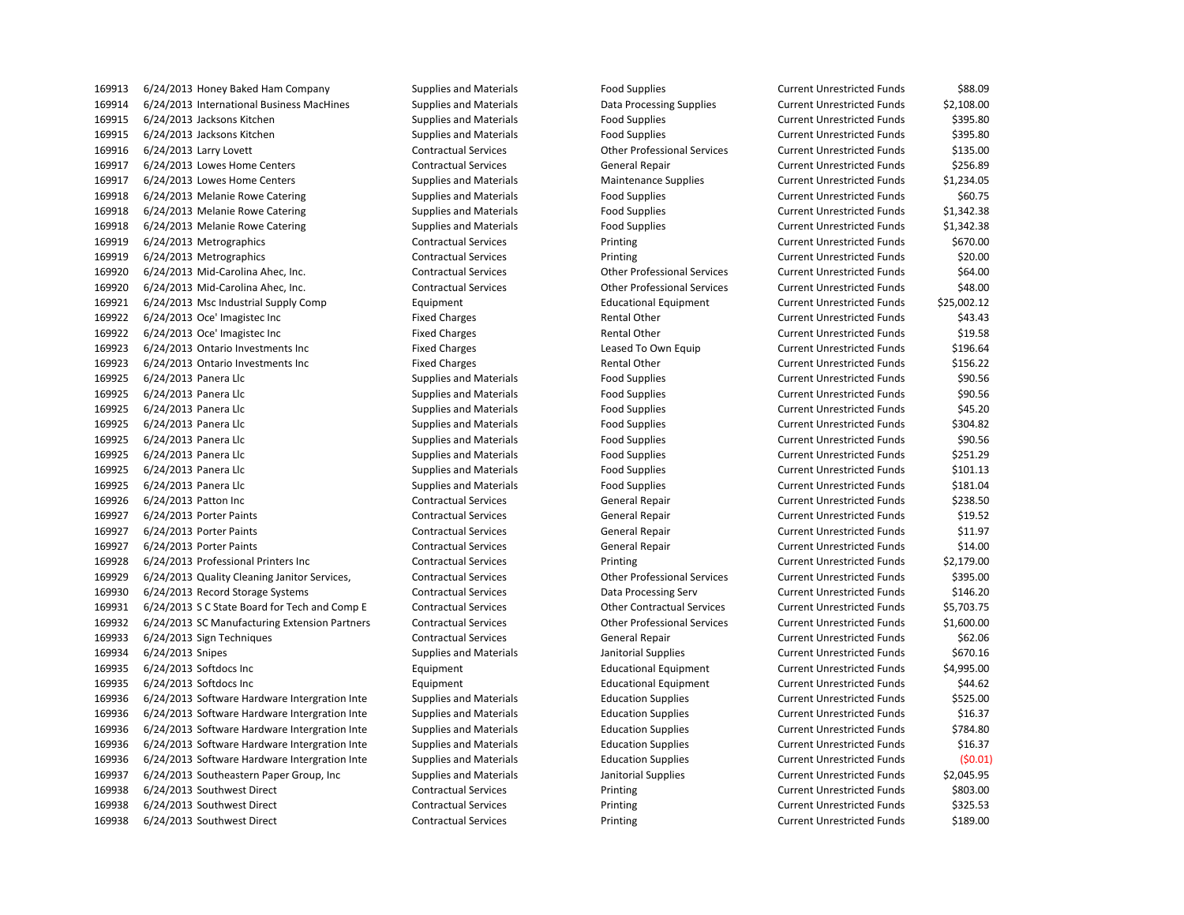| | | | | | | |
|---|---|---|---|---|---|---|
| 169913 | 6/24/2013 | Honey Baked Ham Company | Supplies and Materials | Food Supplies | Current Unrestricted Funds | $88.09 |
| 169914 | 6/24/2013 | International Business MacHines | Supplies and Materials | Data Processing Supplies | Current Unrestricted Funds | $2,108.00 |
| 169915 | 6/24/2013 | Jacksons Kitchen | Supplies and Materials | Food Supplies | Current Unrestricted Funds | $395.80 |
| 169915 | 6/24/2013 | Jacksons Kitchen | Supplies and Materials | Food Supplies | Current Unrestricted Funds | $395.80 |
| 169916 | 6/24/2013 | Larry Lovett | Contractual Services | Other Professional Services | Current Unrestricted Funds | $135.00 |
| 169917 | 6/24/2013 | Lowes Home Centers | Contractual Services | General Repair | Current Unrestricted Funds | $256.89 |
| 169917 | 6/24/2013 | Lowes Home Centers | Supplies and Materials | Maintenance Supplies | Current Unrestricted Funds | $1,234.05 |
| 169918 | 6/24/2013 | Melanie Rowe Catering | Supplies and Materials | Food Supplies | Current Unrestricted Funds | $60.75 |
| 169918 | 6/24/2013 | Melanie Rowe Catering | Supplies and Materials | Food Supplies | Current Unrestricted Funds | $1,342.38 |
| 169918 | 6/24/2013 | Melanie Rowe Catering | Supplies and Materials | Food Supplies | Current Unrestricted Funds | $1,342.38 |
| 169919 | 6/24/2013 | Metrographics | Contractual Services | Printing | Current Unrestricted Funds | $670.00 |
| 169919 | 6/24/2013 | Metrographics | Contractual Services | Printing | Current Unrestricted Funds | $20.00 |
| 169920 | 6/24/2013 | Mid-Carolina Ahec, Inc. | Contractual Services | Other Professional Services | Current Unrestricted Funds | $64.00 |
| 169920 | 6/24/2013 | Mid-Carolina Ahec, Inc. | Contractual Services | Other Professional Services | Current Unrestricted Funds | $48.00 |
| 169921 | 6/24/2013 | Msc Industrial Supply Comp | Equipment | Educational Equipment | Current Unrestricted Funds | $25,002.12 |
| 169922 | 6/24/2013 | Oce' Imagistec Inc | Fixed Charges | Rental Other | Current Unrestricted Funds | $43.43 |
| 169922 | 6/24/2013 | Oce' Imagistec Inc | Fixed Charges | Rental Other | Current Unrestricted Funds | $19.58 |
| 169923 | 6/24/2013 | Ontario Investments Inc | Fixed Charges | Leased To Own Equip | Current Unrestricted Funds | $196.64 |
| 169923 | 6/24/2013 | Ontario Investments Inc | Fixed Charges | Rental Other | Current Unrestricted Funds | $156.22 |
| 169925 | 6/24/2013 | Panera Llc | Supplies and Materials | Food Supplies | Current Unrestricted Funds | $90.56 |
| 169925 | 6/24/2013 | Panera Llc | Supplies and Materials | Food Supplies | Current Unrestricted Funds | $90.56 |
| 169925 | 6/24/2013 | Panera Llc | Supplies and Materials | Food Supplies | Current Unrestricted Funds | $45.20 |
| 169925 | 6/24/2013 | Panera Llc | Supplies and Materials | Food Supplies | Current Unrestricted Funds | $304.82 |
| 169925 | 6/24/2013 | Panera Llc | Supplies and Materials | Food Supplies | Current Unrestricted Funds | $90.56 |
| 169925 | 6/24/2013 | Panera Llc | Supplies and Materials | Food Supplies | Current Unrestricted Funds | $251.29 |
| 169925 | 6/24/2013 | Panera Llc | Supplies and Materials | Food Supplies | Current Unrestricted Funds | $101.13 |
| 169925 | 6/24/2013 | Panera Llc | Supplies and Materials | Food Supplies | Current Unrestricted Funds | $181.04 |
| 169926 | 6/24/2013 | Patton Inc | Contractual Services | General Repair | Current Unrestricted Funds | $238.50 |
| 169927 | 6/24/2013 | Porter Paints | Contractual Services | General Repair | Current Unrestricted Funds | $19.52 |
| 169927 | 6/24/2013 | Porter Paints | Contractual Services | General Repair | Current Unrestricted Funds | $11.97 |
| 169927 | 6/24/2013 | Porter Paints | Contractual Services | General Repair | Current Unrestricted Funds | $14.00 |
| 169928 | 6/24/2013 | Professional Printers Inc | Contractual Services | Printing | Current Unrestricted Funds | $2,179.00 |
| 169929 | 6/24/2013 | Quality Cleaning Janitor Services, | Contractual Services | Other Professional Services | Current Unrestricted Funds | $395.00 |
| 169930 | 6/24/2013 | Record Storage Systems | Contractual Services | Data Processing Serv | Current Unrestricted Funds | $146.20 |
| 169931 | 6/24/2013 | S C State Board for Tech and Comp E | Contractual Services | Other Contractual Services | Current Unrestricted Funds | $5,703.75 |
| 169932 | 6/24/2013 | SC Manufacturing Extension Partners | Contractual Services | Other Professional Services | Current Unrestricted Funds | $1,600.00 |
| 169933 | 6/24/2013 | Sign Techniques | Contractual Services | General Repair | Current Unrestricted Funds | $62.06 |
| 169934 | 6/24/2013 | Snipes | Supplies and Materials | Janitorial Supplies | Current Unrestricted Funds | $670.16 |
| 169935 | 6/24/2013 | Softdocs Inc | Equipment | Educational Equipment | Current Unrestricted Funds | $4,995.00 |
| 169935 | 6/24/2013 | Softdocs Inc | Equipment | Educational Equipment | Current Unrestricted Funds | $44.62 |
| 169936 | 6/24/2013 | Software Hardware Intergration Inte | Supplies and Materials | Education Supplies | Current Unrestricted Funds | $525.00 |
| 169936 | 6/24/2013 | Software Hardware Intergration Inte | Supplies and Materials | Education Supplies | Current Unrestricted Funds | $16.37 |
| 169936 | 6/24/2013 | Software Hardware Intergration Inte | Supplies and Materials | Education Supplies | Current Unrestricted Funds | $784.80 |
| 169936 | 6/24/2013 | Software Hardware Intergration Inte | Supplies and Materials | Education Supplies | Current Unrestricted Funds | $16.37 |
| 169936 | 6/24/2013 | Software Hardware Intergration Inte | Supplies and Materials | Education Supplies | Current Unrestricted Funds | ($0.01) |
| 169937 | 6/24/2013 | Southeastern Paper Group, Inc | Supplies and Materials | Janitorial Supplies | Current Unrestricted Funds | $2,045.95 |
| 169938 | 6/24/2013 | Southwest Direct | Contractual Services | Printing | Current Unrestricted Funds | $803.00 |
| 169938 | 6/24/2013 | Southwest Direct | Contractual Services | Printing | Current Unrestricted Funds | $325.53 |
| 169938 | 6/24/2013 | Southwest Direct | Contractual Services | Printing | Current Unrestricted Funds | $189.00 |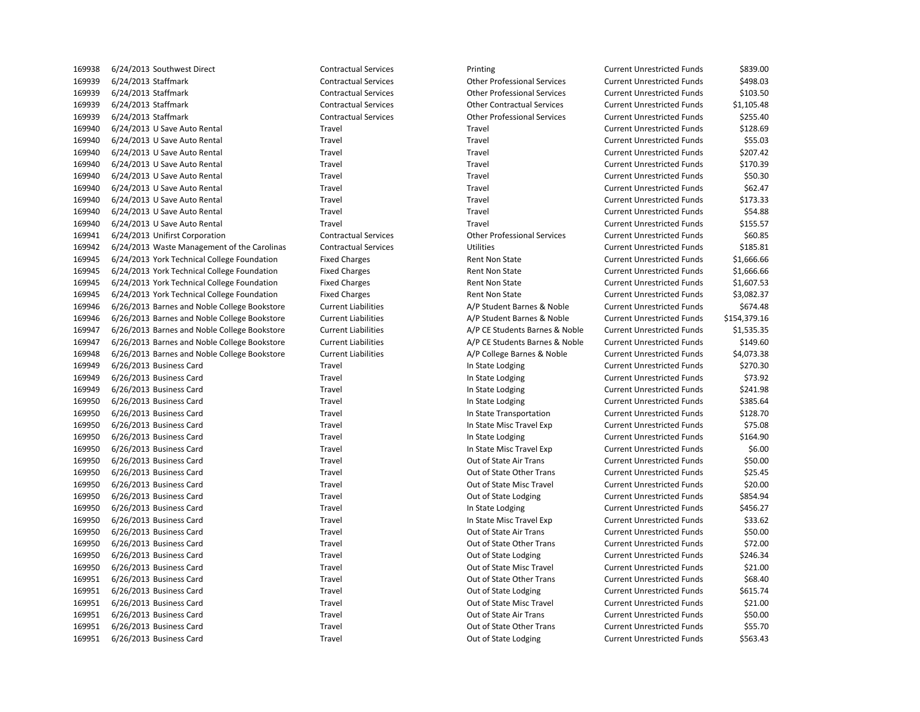| | | | | | | |
|---|---|---|---|---|---|---|
| 169938 | 6/24/2013 | Southwest Direct | Contractual Services | Printing | Current Unrestricted Funds | $839.00 |
| 169939 | 6/24/2013 | Staffmark | Contractual Services | Other Professional Services | Current Unrestricted Funds | $498.03 |
| 169939 | 6/24/2013 | Staffmark | Contractual Services | Other Professional Services | Current Unrestricted Funds | $103.50 |
| 169939 | 6/24/2013 | Staffmark | Contractual Services | Other Contractual Services | Current Unrestricted Funds | $1,105.48 |
| 169939 | 6/24/2013 | Staffmark | Contractual Services | Other Professional Services | Current Unrestricted Funds | $255.40 |
| 169940 | 6/24/2013 | U Save Auto Rental | Travel | Travel | Current Unrestricted Funds | $128.69 |
| 169940 | 6/24/2013 | U Save Auto Rental | Travel | Travel | Current Unrestricted Funds | $55.03 |
| 169940 | 6/24/2013 | U Save Auto Rental | Travel | Travel | Current Unrestricted Funds | $207.42 |
| 169940 | 6/24/2013 | U Save Auto Rental | Travel | Travel | Current Unrestricted Funds | $170.39 |
| 169940 | 6/24/2013 | U Save Auto Rental | Travel | Travel | Current Unrestricted Funds | $50.30 |
| 169940 | 6/24/2013 | U Save Auto Rental | Travel | Travel | Current Unrestricted Funds | $62.47 |
| 169940 | 6/24/2013 | U Save Auto Rental | Travel | Travel | Current Unrestricted Funds | $173.33 |
| 169940 | 6/24/2013 | U Save Auto Rental | Travel | Travel | Current Unrestricted Funds | $54.88 |
| 169940 | 6/24/2013 | U Save Auto Rental | Travel | Travel | Current Unrestricted Funds | $155.57 |
| 169941 | 6/24/2013 | Unifirst Corporation | Contractual Services | Other Professional Services | Current Unrestricted Funds | $60.85 |
| 169942 | 6/24/2013 | Waste Management of the Carolinas | Contractual Services | Utilities | Current Unrestricted Funds | $185.81 |
| 169945 | 6/24/2013 | York Technical College Foundation | Fixed Charges | Rent Non State | Current Unrestricted Funds | $1,666.66 |
| 169945 | 6/24/2013 | York Technical College Foundation | Fixed Charges | Rent Non State | Current Unrestricted Funds | $1,666.66 |
| 169945 | 6/24/2013 | York Technical College Foundation | Fixed Charges | Rent Non State | Current Unrestricted Funds | $1,607.53 |
| 169945 | 6/24/2013 | York Technical College Foundation | Fixed Charges | Rent Non State | Current Unrestricted Funds | $3,082.37 |
| 169946 | 6/26/2013 | Barnes and Noble College Bookstore | Current Liabilities | A/P Student Barnes & Noble | Current Unrestricted Funds | $674.48 |
| 169946 | 6/26/2013 | Barnes and Noble College Bookstore | Current Liabilities | A/P Student Barnes & Noble | Current Unrestricted Funds | $154,379.16 |
| 169947 | 6/26/2013 | Barnes and Noble College Bookstore | Current Liabilities | A/P CE Students Barnes & Noble | Current Unrestricted Funds | $1,535.35 |
| 169947 | 6/26/2013 | Barnes and Noble College Bookstore | Current Liabilities | A/P CE Students Barnes & Noble | Current Unrestricted Funds | $149.60 |
| 169948 | 6/26/2013 | Barnes and Noble College Bookstore | Current Liabilities | A/P College Barnes & Noble | Current Unrestricted Funds | $4,073.38 |
| 169949 | 6/26/2013 | Business Card | Travel | In State Lodging | Current Unrestricted Funds | $270.30 |
| 169949 | 6/26/2013 | Business Card | Travel | In State Lodging | Current Unrestricted Funds | $73.92 |
| 169949 | 6/26/2013 | Business Card | Travel | In State Lodging | Current Unrestricted Funds | $241.98 |
| 169950 | 6/26/2013 | Business Card | Travel | In State Lodging | Current Unrestricted Funds | $385.64 |
| 169950 | 6/26/2013 | Business Card | Travel | In State Transportation | Current Unrestricted Funds | $128.70 |
| 169950 | 6/26/2013 | Business Card | Travel | In State Misc Travel Exp | Current Unrestricted Funds | $75.08 |
| 169950 | 6/26/2013 | Business Card | Travel | In State Lodging | Current Unrestricted Funds | $164.90 |
| 169950 | 6/26/2013 | Business Card | Travel | In State Misc Travel Exp | Current Unrestricted Funds | $6.00 |
| 169950 | 6/26/2013 | Business Card | Travel | Out of State Air Trans | Current Unrestricted Funds | $50.00 |
| 169950 | 6/26/2013 | Business Card | Travel | Out of State Other Trans | Current Unrestricted Funds | $25.45 |
| 169950 | 6/26/2013 | Business Card | Travel | Out of State Misc Travel | Current Unrestricted Funds | $20.00 |
| 169950 | 6/26/2013 | Business Card | Travel | Out of State Lodging | Current Unrestricted Funds | $854.94 |
| 169950 | 6/26/2013 | Business Card | Travel | In State Lodging | Current Unrestricted Funds | $456.27 |
| 169950 | 6/26/2013 | Business Card | Travel | In State Misc Travel Exp | Current Unrestricted Funds | $33.62 |
| 169950 | 6/26/2013 | Business Card | Travel | Out of State Air Trans | Current Unrestricted Funds | $50.00 |
| 169950 | 6/26/2013 | Business Card | Travel | Out of State Other Trans | Current Unrestricted Funds | $72.00 |
| 169950 | 6/26/2013 | Business Card | Travel | Out of State Lodging | Current Unrestricted Funds | $246.34 |
| 169950 | 6/26/2013 | Business Card | Travel | Out of State Misc Travel | Current Unrestricted Funds | $21.00 |
| 169951 | 6/26/2013 | Business Card | Travel | Out of State Other Trans | Current Unrestricted Funds | $68.40 |
| 169951 | 6/26/2013 | Business Card | Travel | Out of State Lodging | Current Unrestricted Funds | $615.74 |
| 169951 | 6/26/2013 | Business Card | Travel | Out of State Misc Travel | Current Unrestricted Funds | $21.00 |
| 169951 | 6/26/2013 | Business Card | Travel | Out of State Air Trans | Current Unrestricted Funds | $50.00 |
| 169951 | 6/26/2013 | Business Card | Travel | Out of State Other Trans | Current Unrestricted Funds | $55.70 |
| 169951 | 6/26/2013 | Business Card | Travel | Out of State Lodging | Current Unrestricted Funds | $563.43 |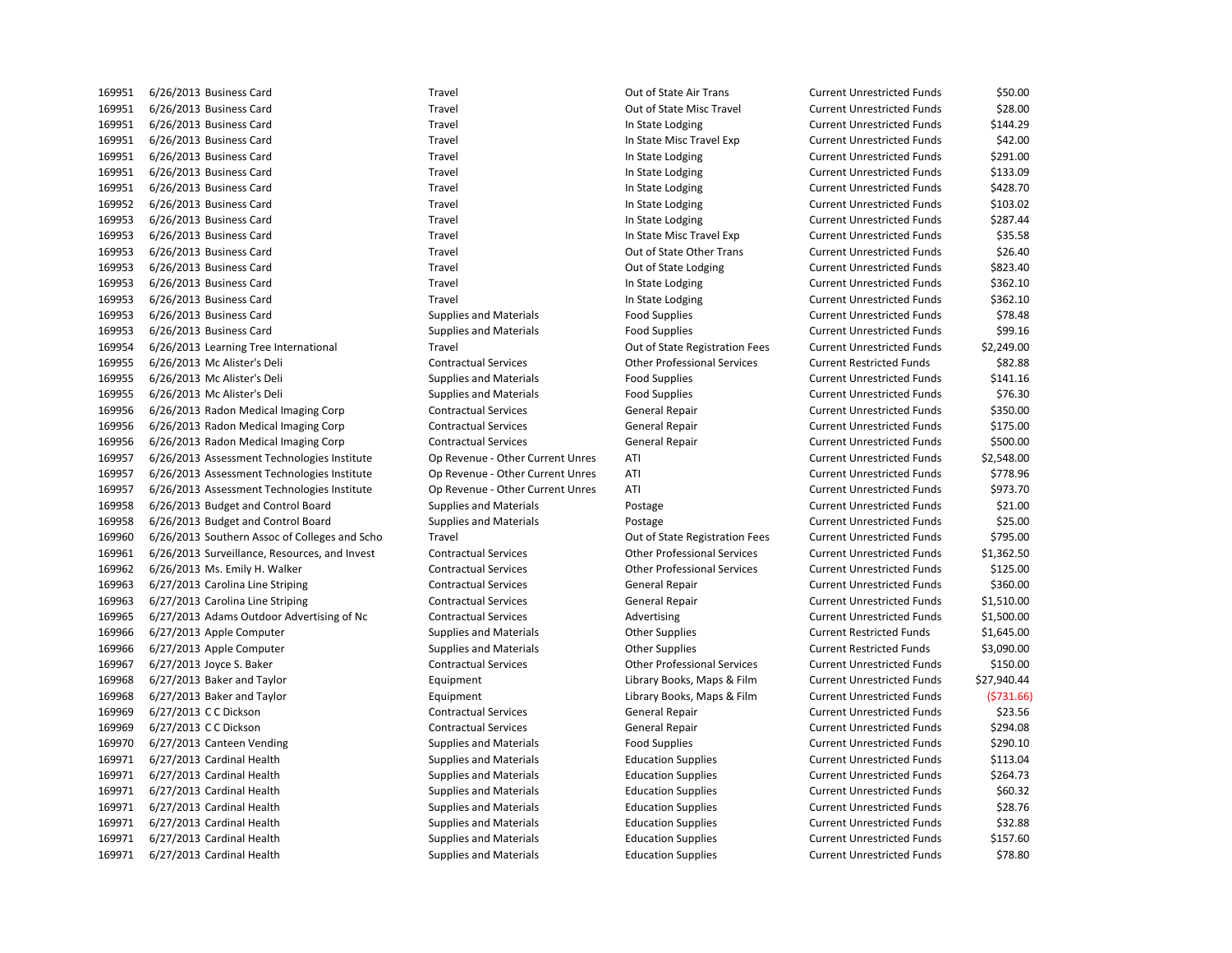| | | | | | | |
|---|---|---|---|---|---|---|
| 169951 | 6/26/2013 | Business Card | Travel | Out of State Air Trans | Current Unrestricted Funds | $50.00 |
| 169951 | 6/26/2013 | Business Card | Travel | Out of State Misc Travel | Current Unrestricted Funds | $28.00 |
| 169951 | 6/26/2013 | Business Card | Travel | In State Lodging | Current Unrestricted Funds | $144.29 |
| 169951 | 6/26/2013 | Business Card | Travel | In State Misc Travel Exp | Current Unrestricted Funds | $42.00 |
| 169951 | 6/26/2013 | Business Card | Travel | In State Lodging | Current Unrestricted Funds | $291.00 |
| 169951 | 6/26/2013 | Business Card | Travel | In State Lodging | Current Unrestricted Funds | $133.09 |
| 169951 | 6/26/2013 | Business Card | Travel | In State Lodging | Current Unrestricted Funds | $428.70 |
| 169952 | 6/26/2013 | Business Card | Travel | In State Lodging | Current Unrestricted Funds | $103.02 |
| 169953 | 6/26/2013 | Business Card | Travel | In State Lodging | Current Unrestricted Funds | $287.44 |
| 169953 | 6/26/2013 | Business Card | Travel | In State Misc Travel Exp | Current Unrestricted Funds | $35.58 |
| 169953 | 6/26/2013 | Business Card | Travel | Out of State Other Trans | Current Unrestricted Funds | $26.40 |
| 169953 | 6/26/2013 | Business Card | Travel | Out of State Lodging | Current Unrestricted Funds | $823.40 |
| 169953 | 6/26/2013 | Business Card | Travel | In State Lodging | Current Unrestricted Funds | $362.10 |
| 169953 | 6/26/2013 | Business Card | Travel | In State Lodging | Current Unrestricted Funds | $362.10 |
| 169953 | 6/26/2013 | Business Card | Supplies and Materials | Food Supplies | Current Unrestricted Funds | $78.48 |
| 169953 | 6/26/2013 | Business Card | Supplies and Materials | Food Supplies | Current Unrestricted Funds | $99.16 |
| 169954 | 6/26/2013 | Learning Tree International | Travel | Out of State Registration Fees | Current Unrestricted Funds | $2,249.00 |
| 169955 | 6/26/2013 | Mc Alister's Deli | Contractual Services | Other Professional Services | Current Restricted Funds | $82.88 |
| 169955 | 6/26/2013 | Mc Alister's Deli | Supplies and Materials | Food Supplies | Current Unrestricted Funds | $141.16 |
| 169955 | 6/26/2013 | Mc Alister's Deli | Supplies and Materials | Food Supplies | Current Unrestricted Funds | $76.30 |
| 169956 | 6/26/2013 | Radon Medical Imaging Corp | Contractual Services | General Repair | Current Unrestricted Funds | $350.00 |
| 169956 | 6/26/2013 | Radon Medical Imaging Corp | Contractual Services | General Repair | Current Unrestricted Funds | $175.00 |
| 169956 | 6/26/2013 | Radon Medical Imaging Corp | Contractual Services | General Repair | Current Unrestricted Funds | $500.00 |
| 169957 | 6/26/2013 | Assessment Technologies Institute | Op Revenue - Other Current Unres | ATI | Current Unrestricted Funds | $2,548.00 |
| 169957 | 6/26/2013 | Assessment Technologies Institute | Op Revenue - Other Current Unres | ATI | Current Unrestricted Funds | $778.96 |
| 169957 | 6/26/2013 | Assessment Technologies Institute | Op Revenue - Other Current Unres | ATI | Current Unrestricted Funds | $973.70 |
| 169958 | 6/26/2013 | Budget and Control Board | Supplies and Materials | Postage | Current Unrestricted Funds | $21.00 |
| 169958 | 6/26/2013 | Budget and Control Board | Supplies and Materials | Postage | Current Unrestricted Funds | $25.00 |
| 169960 | 6/26/2013 | Southern Assoc of Colleges and Scho | Travel | Out of State Registration Fees | Current Unrestricted Funds | $795.00 |
| 169961 | 6/26/2013 | Surveillance, Resources, and Invest | Contractual Services | Other Professional Services | Current Unrestricted Funds | $1,362.50 |
| 169962 | 6/26/2013 | Ms. Emily H. Walker | Contractual Services | Other Professional Services | Current Unrestricted Funds | $125.00 |
| 169963 | 6/27/2013 | Carolina Line Striping | Contractual Services | General Repair | Current Unrestricted Funds | $360.00 |
| 169963 | 6/27/2013 | Carolina Line Striping | Contractual Services | General Repair | Current Unrestricted Funds | $1,510.00 |
| 169965 | 6/27/2013 | Adams Outdoor Advertising of Nc | Contractual Services | Advertising | Current Unrestricted Funds | $1,500.00 |
| 169966 | 6/27/2013 | Apple Computer | Supplies and Materials | Other Supplies | Current Restricted Funds | $1,645.00 |
| 169966 | 6/27/2013 | Apple Computer | Supplies and Materials | Other Supplies | Current Restricted Funds | $3,090.00 |
| 169967 | 6/27/2013 | Joyce S. Baker | Contractual Services | Other Professional Services | Current Unrestricted Funds | $150.00 |
| 169968 | 6/27/2013 | Baker and Taylor | Equipment | Library Books, Maps & Film | Current Unrestricted Funds | $27,940.44 |
| 169968 | 6/27/2013 | Baker and Taylor | Equipment | Library Books, Maps & Film | Current Unrestricted Funds | ($731.66) |
| 169969 | 6/27/2013 | C C Dickson | Contractual Services | General Repair | Current Unrestricted Funds | $23.56 |
| 169969 | 6/27/2013 | C C Dickson | Contractual Services | General Repair | Current Unrestricted Funds | $294.08 |
| 169970 | 6/27/2013 | Canteen Vending | Supplies and Materials | Food Supplies | Current Unrestricted Funds | $290.10 |
| 169971 | 6/27/2013 | Cardinal Health | Supplies and Materials | Education Supplies | Current Unrestricted Funds | $113.04 |
| 169971 | 6/27/2013 | Cardinal Health | Supplies and Materials | Education Supplies | Current Unrestricted Funds | $264.73 |
| 169971 | 6/27/2013 | Cardinal Health | Supplies and Materials | Education Supplies | Current Unrestricted Funds | $60.32 |
| 169971 | 6/27/2013 | Cardinal Health | Supplies and Materials | Education Supplies | Current Unrestricted Funds | $28.76 |
| 169971 | 6/27/2013 | Cardinal Health | Supplies and Materials | Education Supplies | Current Unrestricted Funds | $32.88 |
| 169971 | 6/27/2013 | Cardinal Health | Supplies and Materials | Education Supplies | Current Unrestricted Funds | $157.60 |
| 169971 | 6/27/2013 | Cardinal Health | Supplies and Materials | Education Supplies | Current Unrestricted Funds | $78.80 |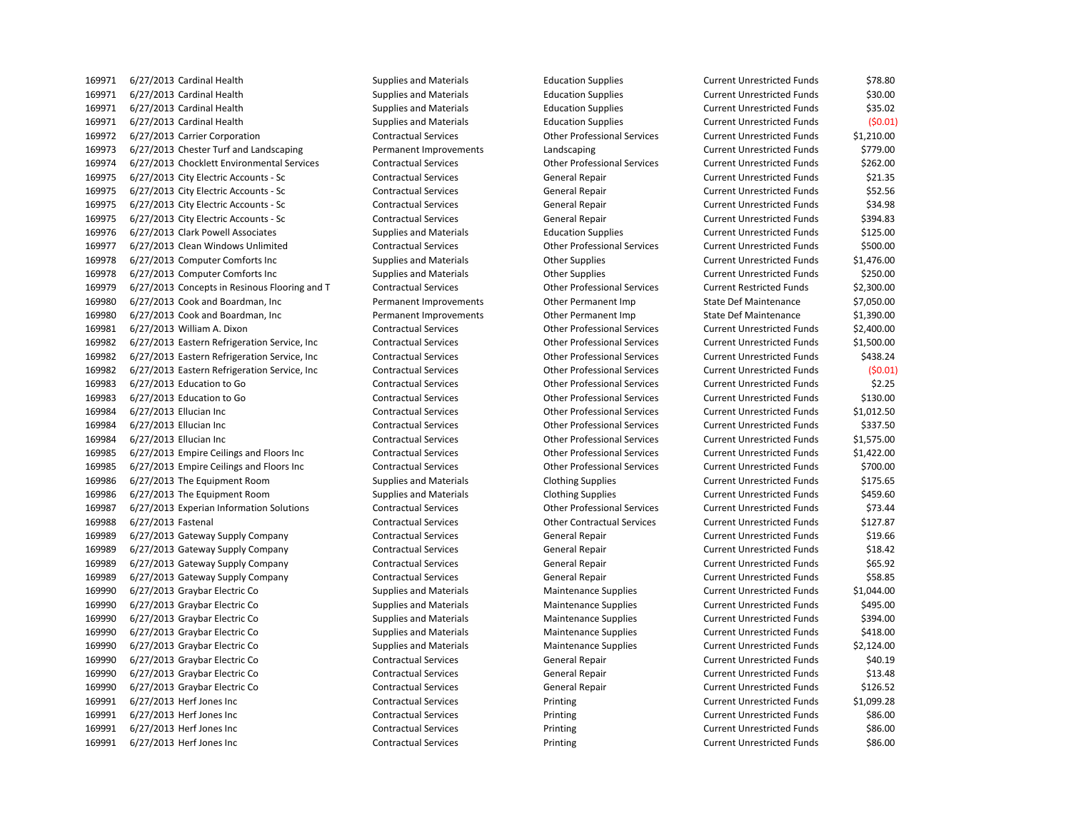| | | | | | | |
|---|---|---|---|---|---|---|
| 169971 | 6/27/2013 | Cardinal Health | Supplies and Materials | Education Supplies | Current Unrestricted Funds | $78.80 |
| 169971 | 6/27/2013 | Cardinal Health | Supplies and Materials | Education Supplies | Current Unrestricted Funds | $30.00 |
| 169971 | 6/27/2013 | Cardinal Health | Supplies and Materials | Education Supplies | Current Unrestricted Funds | $35.02 |
| 169971 | 6/27/2013 | Cardinal Health | Supplies and Materials | Education Supplies | Current Unrestricted Funds | ($0.01) |
| 169972 | 6/27/2013 | Carrier Corporation | Contractual Services | Other Professional Services | Current Unrestricted Funds | $1,210.00 |
| 169973 | 6/27/2013 | Chester Turf and Landscaping | Permanent Improvements | Landscaping | Current Unrestricted Funds | $779.00 |
| 169974 | 6/27/2013 | Chocklett Environmental Services | Contractual Services | Other Professional Services | Current Unrestricted Funds | $262.00 |
| 169975 | 6/27/2013 | City Electric Accounts - Sc | Contractual Services | General Repair | Current Unrestricted Funds | $21.35 |
| 169975 | 6/27/2013 | City Electric Accounts - Sc | Contractual Services | General Repair | Current Unrestricted Funds | $52.56 |
| 169975 | 6/27/2013 | City Electric Accounts - Sc | Contractual Services | General Repair | Current Unrestricted Funds | $34.98 |
| 169975 | 6/27/2013 | City Electric Accounts - Sc | Contractual Services | General Repair | Current Unrestricted Funds | $394.83 |
| 169976 | 6/27/2013 | Clark Powell Associates | Supplies and Materials | Education Supplies | Current Unrestricted Funds | $125.00 |
| 169977 | 6/27/2013 | Clean Windows Unlimited | Contractual Services | Other Professional Services | Current Unrestricted Funds | $500.00 |
| 169978 | 6/27/2013 | Computer Comforts Inc | Supplies and Materials | Other Supplies | Current Unrestricted Funds | $1,476.00 |
| 169978 | 6/27/2013 | Computer Comforts Inc | Supplies and Materials | Other Supplies | Current Unrestricted Funds | $250.00 |
| 169979 | 6/27/2013 | Concepts in Resinous Flooring and T | Contractual Services | Other Professional Services | Current Restricted Funds | $2,300.00 |
| 169980 | 6/27/2013 | Cook and Boardman, Inc | Permanent Improvements | Other Permanent Imp | State Def Maintenance | $7,050.00 |
| 169980 | 6/27/2013 | Cook and Boardman, Inc | Permanent Improvements | Other Permanent Imp | State Def Maintenance | $1,390.00 |
| 169981 | 6/27/2013 | William A. Dixon | Contractual Services | Other Professional Services | Current Unrestricted Funds | $2,400.00 |
| 169982 | 6/27/2013 | Eastern Refrigeration Service, Inc | Contractual Services | Other Professional Services | Current Unrestricted Funds | $1,500.00 |
| 169982 | 6/27/2013 | Eastern Refrigeration Service, Inc | Contractual Services | Other Professional Services | Current Unrestricted Funds | $438.24 |
| 169982 | 6/27/2013 | Eastern Refrigeration Service, Inc | Contractual Services | Other Professional Services | Current Unrestricted Funds | ($0.01) |
| 169983 | 6/27/2013 | Education to Go | Contractual Services | Other Professional Services | Current Unrestricted Funds | $2.25 |
| 169983 | 6/27/2013 | Education to Go | Contractual Services | Other Professional Services | Current Unrestricted Funds | $130.00 |
| 169984 | 6/27/2013 | Ellucian Inc | Contractual Services | Other Professional Services | Current Unrestricted Funds | $1,012.50 |
| 169984 | 6/27/2013 | Ellucian Inc | Contractual Services | Other Professional Services | Current Unrestricted Funds | $337.50 |
| 169984 | 6/27/2013 | Ellucian Inc | Contractual Services | Other Professional Services | Current Unrestricted Funds | $1,575.00 |
| 169985 | 6/27/2013 | Empire Ceilings and Floors Inc | Contractual Services | Other Professional Services | Current Unrestricted Funds | $1,422.00 |
| 169985 | 6/27/2013 | Empire Ceilings and Floors Inc | Contractual Services | Other Professional Services | Current Unrestricted Funds | $700.00 |
| 169986 | 6/27/2013 | The Equipment Room | Supplies and Materials | Clothing Supplies | Current Unrestricted Funds | $175.65 |
| 169986 | 6/27/2013 | The Equipment Room | Supplies and Materials | Clothing Supplies | Current Unrestricted Funds | $459.60 |
| 169987 | 6/27/2013 | Experian Information Solutions | Contractual Services | Other Professional Services | Current Unrestricted Funds | $73.44 |
| 169988 | 6/27/2013 | Fastenal | Contractual Services | Other Contractual Services | Current Unrestricted Funds | $127.87 |
| 169989 | 6/27/2013 | Gateway Supply Company | Contractual Services | General Repair | Current Unrestricted Funds | $19.66 |
| 169989 | 6/27/2013 | Gateway Supply Company | Contractual Services | General Repair | Current Unrestricted Funds | $18.42 |
| 169989 | 6/27/2013 | Gateway Supply Company | Contractual Services | General Repair | Current Unrestricted Funds | $65.92 |
| 169989 | 6/27/2013 | Gateway Supply Company | Contractual Services | General Repair | Current Unrestricted Funds | $58.85 |
| 169990 | 6/27/2013 | Graybar Electric Co | Supplies and Materials | Maintenance Supplies | Current Unrestricted Funds | $1,044.00 |
| 169990 | 6/27/2013 | Graybar Electric Co | Supplies and Materials | Maintenance Supplies | Current Unrestricted Funds | $495.00 |
| 169990 | 6/27/2013 | Graybar Electric Co | Supplies and Materials | Maintenance Supplies | Current Unrestricted Funds | $394.00 |
| 169990 | 6/27/2013 | Graybar Electric Co | Supplies and Materials | Maintenance Supplies | Current Unrestricted Funds | $418.00 |
| 169990 | 6/27/2013 | Graybar Electric Co | Supplies and Materials | Maintenance Supplies | Current Unrestricted Funds | $2,124.00 |
| 169990 | 6/27/2013 | Graybar Electric Co | Contractual Services | General Repair | Current Unrestricted Funds | $40.19 |
| 169990 | 6/27/2013 | Graybar Electric Co | Contractual Services | General Repair | Current Unrestricted Funds | $13.48 |
| 169990 | 6/27/2013 | Graybar Electric Co | Contractual Services | General Repair | Current Unrestricted Funds | $126.52 |
| 169991 | 6/27/2013 | Herf Jones Inc | Contractual Services | Printing | Current Unrestricted Funds | $1,099.28 |
| 169991 | 6/27/2013 | Herf Jones Inc | Contractual Services | Printing | Current Unrestricted Funds | $86.00 |
| 169991 | 6/27/2013 | Herf Jones Inc | Contractual Services | Printing | Current Unrestricted Funds | $86.00 |
| 169991 | 6/27/2013 | Herf Jones Inc | Contractual Services | Printing | Current Unrestricted Funds | $86.00 |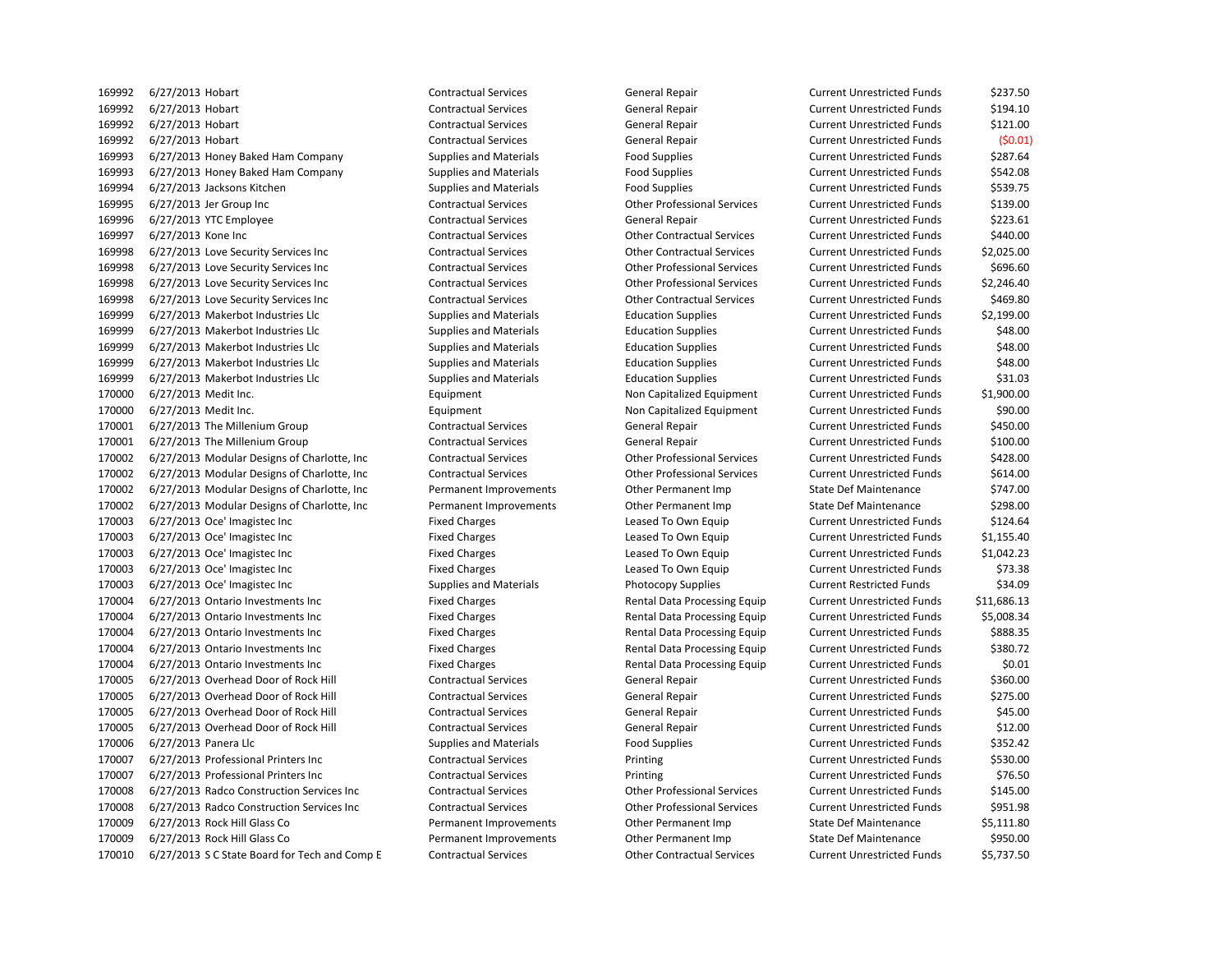| | | | | | | |
|---|---|---|---|---|---|---|
| 169992 | 6/27/2013 | Hobart | Contractual Services | General Repair | Current Unrestricted Funds | $237.50 |
| 169992 | 6/27/2013 | Hobart | Contractual Services | General Repair | Current Unrestricted Funds | $194.10 |
| 169992 | 6/27/2013 | Hobart | Contractual Services | General Repair | Current Unrestricted Funds | $121.00 |
| 169992 | 6/27/2013 | Hobart | Contractual Services | General Repair | Current Unrestricted Funds | ($0.01) |
| 169993 | 6/27/2013 | Honey Baked Ham Company | Supplies and Materials | Food Supplies | Current Unrestricted Funds | $287.64 |
| 169993 | 6/27/2013 | Honey Baked Ham Company | Supplies and Materials | Food Supplies | Current Unrestricted Funds | $542.08 |
| 169994 | 6/27/2013 | Jacksons Kitchen | Supplies and Materials | Food Supplies | Current Unrestricted Funds | $539.75 |
| 169995 | 6/27/2013 | Jer Group Inc | Contractual Services | Other Professional Services | Current Unrestricted Funds | $139.00 |
| 169996 | 6/27/2013 | YTC Employee | Contractual Services | General Repair | Current Unrestricted Funds | $223.61 |
| 169997 | 6/27/2013 | Kone Inc | Contractual Services | Other Contractual Services | Current Unrestricted Funds | $440.00 |
| 169998 | 6/27/2013 | Love Security Services Inc | Contractual Services | Other Contractual Services | Current Unrestricted Funds | $2,025.00 |
| 169998 | 6/27/2013 | Love Security Services Inc | Contractual Services | Other Professional Services | Current Unrestricted Funds | $696.60 |
| 169998 | 6/27/2013 | Love Security Services Inc | Contractual Services | Other Professional Services | Current Unrestricted Funds | $2,246.40 |
| 169998 | 6/27/2013 | Love Security Services Inc | Contractual Services | Other Contractual Services | Current Unrestricted Funds | $469.80 |
| 169999 | 6/27/2013 | Makerbot Industries Llc | Supplies and Materials | Education Supplies | Current Unrestricted Funds | $2,199.00 |
| 169999 | 6/27/2013 | Makerbot Industries Llc | Supplies and Materials | Education Supplies | Current Unrestricted Funds | $48.00 |
| 169999 | 6/27/2013 | Makerbot Industries Llc | Supplies and Materials | Education Supplies | Current Unrestricted Funds | $48.00 |
| 169999 | 6/27/2013 | Makerbot Industries Llc | Supplies and Materials | Education Supplies | Current Unrestricted Funds | $48.00 |
| 169999 | 6/27/2013 | Makerbot Industries Llc | Supplies and Materials | Education Supplies | Current Unrestricted Funds | $31.03 |
| 170000 | 6/27/2013 | Medit Inc. | Equipment | Non Capitalized Equipment | Current Unrestricted Funds | $1,900.00 |
| 170000 | 6/27/2013 | Medit Inc. | Equipment | Non Capitalized Equipment | Current Unrestricted Funds | $90.00 |
| 170001 | 6/27/2013 | The Millenium Group | Contractual Services | General Repair | Current Unrestricted Funds | $450.00 |
| 170001 | 6/27/2013 | The Millenium Group | Contractual Services | General Repair | Current Unrestricted Funds | $100.00 |
| 170002 | 6/27/2013 | Modular Designs of Charlotte, Inc | Contractual Services | Other Professional Services | Current Unrestricted Funds | $428.00 |
| 170002 | 6/27/2013 | Modular Designs of Charlotte, Inc | Contractual Services | Other Professional Services | Current Unrestricted Funds | $614.00 |
| 170002 | 6/27/2013 | Modular Designs of Charlotte, Inc | Permanent Improvements | Other Permanent Imp | State Def Maintenance | $747.00 |
| 170002 | 6/27/2013 | Modular Designs of Charlotte, Inc | Permanent Improvements | Other Permanent Imp | State Def Maintenance | $298.00 |
| 170003 | 6/27/2013 | Oce' Imagistec Inc | Fixed Charges | Leased To Own Equip | Current Unrestricted Funds | $124.64 |
| 170003 | 6/27/2013 | Oce' Imagistec Inc | Fixed Charges | Leased To Own Equip | Current Unrestricted Funds | $1,155.40 |
| 170003 | 6/27/2013 | Oce' Imagistec Inc | Fixed Charges | Leased To Own Equip | Current Unrestricted Funds | $1,042.23 |
| 170003 | 6/27/2013 | Oce' Imagistec Inc | Fixed Charges | Leased To Own Equip | Current Unrestricted Funds | $73.38 |
| 170003 | 6/27/2013 | Oce' Imagistec Inc | Supplies and Materials | Photocopy Supplies | Current Restricted Funds | $34.09 |
| 170004 | 6/27/2013 | Ontario Investments Inc | Fixed Charges | Rental Data Processing Equip | Current Unrestricted Funds | $11,686.13 |
| 170004 | 6/27/2013 | Ontario Investments Inc | Fixed Charges | Rental Data Processing Equip | Current Unrestricted Funds | $5,008.34 |
| 170004 | 6/27/2013 | Ontario Investments Inc | Fixed Charges | Rental Data Processing Equip | Current Unrestricted Funds | $888.35 |
| 170004 | 6/27/2013 | Ontario Investments Inc | Fixed Charges | Rental Data Processing Equip | Current Unrestricted Funds | $380.72 |
| 170004 | 6/27/2013 | Ontario Investments Inc | Fixed Charges | Rental Data Processing Equip | Current Unrestricted Funds | $0.01 |
| 170005 | 6/27/2013 | Overhead Door of Rock Hill | Contractual Services | General Repair | Current Unrestricted Funds | $360.00 |
| 170005 | 6/27/2013 | Overhead Door of Rock Hill | Contractual Services | General Repair | Current Unrestricted Funds | $275.00 |
| 170005 | 6/27/2013 | Overhead Door of Rock Hill | Contractual Services | General Repair | Current Unrestricted Funds | $45.00 |
| 170005 | 6/27/2013 | Overhead Door of Rock Hill | Contractual Services | General Repair | Current Unrestricted Funds | $12.00 |
| 170006 | 6/27/2013 | Panera Llc | Supplies and Materials | Food Supplies | Current Unrestricted Funds | $352.42 |
| 170007 | 6/27/2013 | Professional Printers Inc | Contractual Services | Printing | Current Unrestricted Funds | $530.00 |
| 170007 | 6/27/2013 | Professional Printers Inc | Contractual Services | Printing | Current Unrestricted Funds | $76.50 |
| 170008 | 6/27/2013 | Radco Construction Services Inc | Contractual Services | Other Professional Services | Current Unrestricted Funds | $145.00 |
| 170008 | 6/27/2013 | Radco Construction Services Inc | Contractual Services | Other Professional Services | Current Unrestricted Funds | $951.98 |
| 170009 | 6/27/2013 | Rock Hill Glass Co | Permanent Improvements | Other Permanent Imp | State Def Maintenance | $5,111.80 |
| 170009 | 6/27/2013 | Rock Hill Glass Co | Permanent Improvements | Other Permanent Imp | State Def Maintenance | $950.00 |
| 170010 | 6/27/2013 | S C State Board for Tech and Comp E | Contractual Services | Other Contractual Services | Current Unrestricted Funds | $5,737.50 |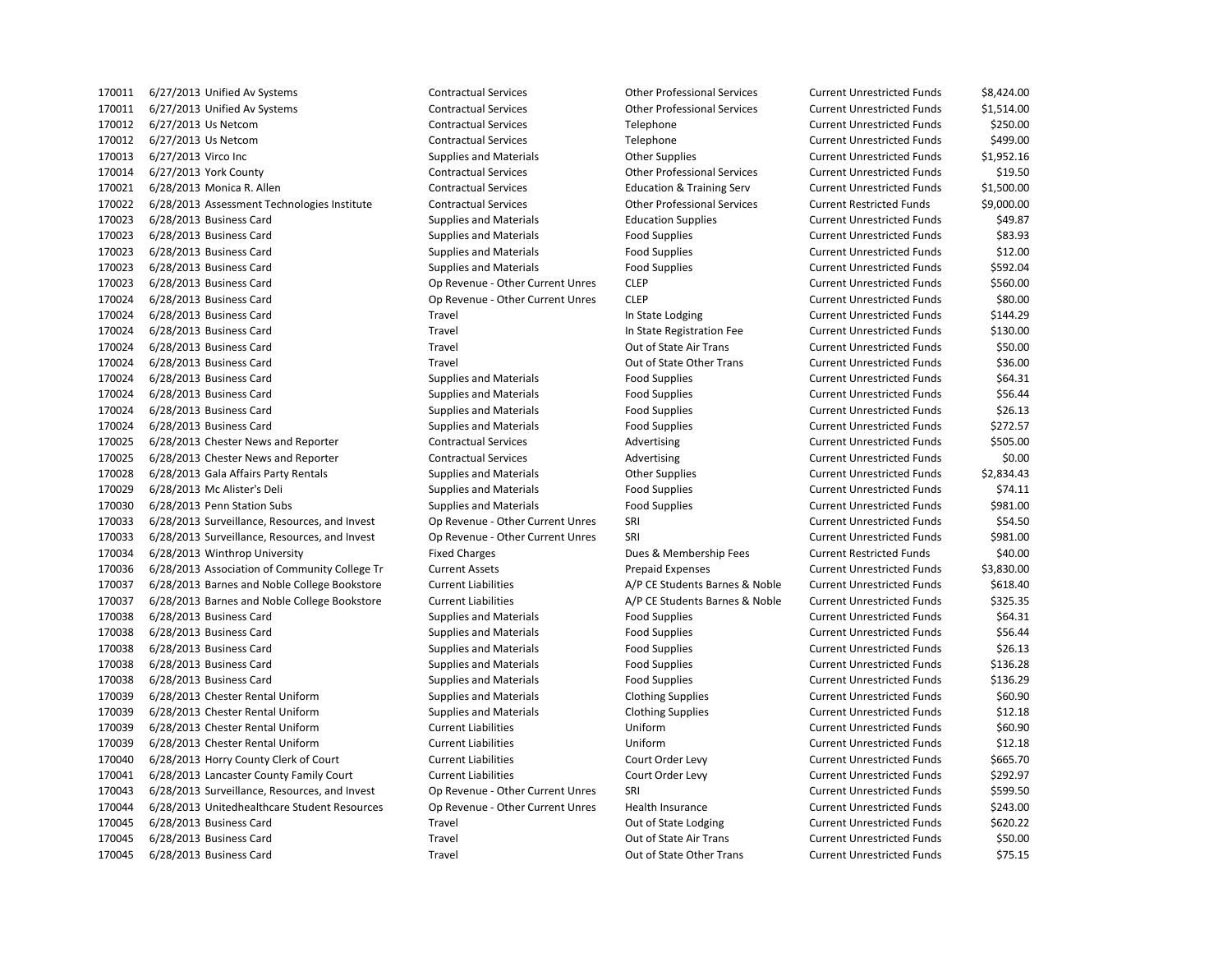| | | | | | | |
|---|---|---|---|---|---|---|
| 170011 | 6/27/2013 | Unified Av Systems | Contractual Services | Other Professional Services | Current Unrestricted Funds | $8,424.00 |
| 170011 | 6/27/2013 | Unified Av Systems | Contractual Services | Other Professional Services | Current Unrestricted Funds | $1,514.00 |
| 170012 | 6/27/2013 | Us Netcom | Contractual Services | Telephone | Current Unrestricted Funds | $250.00 |
| 170012 | 6/27/2013 | Us Netcom | Contractual Services | Telephone | Current Unrestricted Funds | $499.00 |
| 170013 | 6/27/2013 | Virco Inc | Supplies and Materials | Other Supplies | Current Unrestricted Funds | $1,952.16 |
| 170014 | 6/27/2013 | York County | Contractual Services | Other Professional Services | Current Unrestricted Funds | $19.50 |
| 170021 | 6/28/2013 | Monica R. Allen | Contractual Services | Education & Training Serv | Current Unrestricted Funds | $1,500.00 |
| 170022 | 6/28/2013 | Assessment Technologies Institute | Contractual Services | Other Professional Services | Current Restricted Funds | $9,000.00 |
| 170023 | 6/28/2013 | Business Card | Supplies and Materials | Education Supplies | Current Unrestricted Funds | $49.87 |
| 170023 | 6/28/2013 | Business Card | Supplies and Materials | Food Supplies | Current Unrestricted Funds | $83.93 |
| 170023 | 6/28/2013 | Business Card | Supplies and Materials | Food Supplies | Current Unrestricted Funds | $12.00 |
| 170023 | 6/28/2013 | Business Card | Supplies and Materials | Food Supplies | Current Unrestricted Funds | $592.04 |
| 170023 | 6/28/2013 | Business Card | Op Revenue - Other Current Unres | CLEP | Current Unrestricted Funds | $560.00 |
| 170024 | 6/28/2013 | Business Card | Op Revenue - Other Current Unres | CLEP | Current Unrestricted Funds | $80.00 |
| 170024 | 6/28/2013 | Business Card | Travel | In State Lodging | Current Unrestricted Funds | $144.29 |
| 170024 | 6/28/2013 | Business Card | Travel | In State Registration Fee | Current Unrestricted Funds | $130.00 |
| 170024 | 6/28/2013 | Business Card | Travel | Out of State Air Trans | Current Unrestricted Funds | $50.00 |
| 170024 | 6/28/2013 | Business Card | Travel | Out of State Other Trans | Current Unrestricted Funds | $36.00 |
| 170024 | 6/28/2013 | Business Card | Supplies and Materials | Food Supplies | Current Unrestricted Funds | $64.31 |
| 170024 | 6/28/2013 | Business Card | Supplies and Materials | Food Supplies | Current Unrestricted Funds | $56.44 |
| 170024 | 6/28/2013 | Business Card | Supplies and Materials | Food Supplies | Current Unrestricted Funds | $26.13 |
| 170024 | 6/28/2013 | Business Card | Supplies and Materials | Food Supplies | Current Unrestricted Funds | $272.57 |
| 170025 | 6/28/2013 | Chester News and Reporter | Contractual Services | Advertising | Current Unrestricted Funds | $505.00 |
| 170025 | 6/28/2013 | Chester News and Reporter | Contractual Services | Advertising | Current Unrestricted Funds | $0.00 |
| 170028 | 6/28/2013 | Gala Affairs Party Rentals | Supplies and Materials | Other Supplies | Current Unrestricted Funds | $2,834.43 |
| 170029 | 6/28/2013 | Mc Alister's Deli | Supplies and Materials | Food Supplies | Current Unrestricted Funds | $74.11 |
| 170030 | 6/28/2013 | Penn Station Subs | Supplies and Materials | Food Supplies | Current Unrestricted Funds | $981.00 |
| 170033 | 6/28/2013 | Surveillance, Resources, and Invest | Op Revenue - Other Current Unres | SRI | Current Unrestricted Funds | $54.50 |
| 170033 | 6/28/2013 | Surveillance, Resources, and Invest | Op Revenue - Other Current Unres | SRI | Current Unrestricted Funds | $981.00 |
| 170034 | 6/28/2013 | Winthrop University | Fixed Charges | Dues & Membership Fees | Current Restricted Funds | $40.00 |
| 170036 | 6/28/2013 | Association of Community College Tr | Current Assets | Prepaid Expenses | Current Unrestricted Funds | $3,830.00 |
| 170037 | 6/28/2013 | Barnes and Noble College Bookstore | Current Liabilities | A/P CE Students Barnes & Noble | Current Unrestricted Funds | $618.40 |
| 170037 | 6/28/2013 | Barnes and Noble College Bookstore | Current Liabilities | A/P CE Students Barnes & Noble | Current Unrestricted Funds | $325.35 |
| 170038 | 6/28/2013 | Business Card | Supplies and Materials | Food Supplies | Current Unrestricted Funds | $64.31 |
| 170038 | 6/28/2013 | Business Card | Supplies and Materials | Food Supplies | Current Unrestricted Funds | $56.44 |
| 170038 | 6/28/2013 | Business Card | Supplies and Materials | Food Supplies | Current Unrestricted Funds | $26.13 |
| 170038 | 6/28/2013 | Business Card | Supplies and Materials | Food Supplies | Current Unrestricted Funds | $136.28 |
| 170038 | 6/28/2013 | Business Card | Supplies and Materials | Food Supplies | Current Unrestricted Funds | $136.29 |
| 170039 | 6/28/2013 | Chester Rental Uniform | Supplies and Materials | Clothing Supplies | Current Unrestricted Funds | $60.90 |
| 170039 | 6/28/2013 | Chester Rental Uniform | Supplies and Materials | Clothing Supplies | Current Unrestricted Funds | $12.18 |
| 170039 | 6/28/2013 | Chester Rental Uniform | Current Liabilities | Uniform | Current Unrestricted Funds | $60.90 |
| 170039 | 6/28/2013 | Chester Rental Uniform | Current Liabilities | Uniform | Current Unrestricted Funds | $12.18 |
| 170040 | 6/28/2013 | Horry County Clerk of Court | Current Liabilities | Court Order Levy | Current Unrestricted Funds | $665.70 |
| 170041 | 6/28/2013 | Lancaster County Family Court | Current Liabilities | Court Order Levy | Current Unrestricted Funds | $292.97 |
| 170043 | 6/28/2013 | Surveillance, Resources, and Invest | Op Revenue - Other Current Unres | SRI | Current Unrestricted Funds | $599.50 |
| 170044 | 6/28/2013 | Unitedhealthcare Student Resources | Op Revenue - Other Current Unres | Health Insurance | Current Unrestricted Funds | $243.00 |
| 170045 | 6/28/2013 | Business Card | Travel | Out of State Lodging | Current Unrestricted Funds | $620.22 |
| 170045 | 6/28/2013 | Business Card | Travel | Out of State Air Trans | Current Unrestricted Funds | $50.00 |
| 170045 | 6/28/2013 | Business Card | Travel | Out of State Other Trans | Current Unrestricted Funds | $75.15 |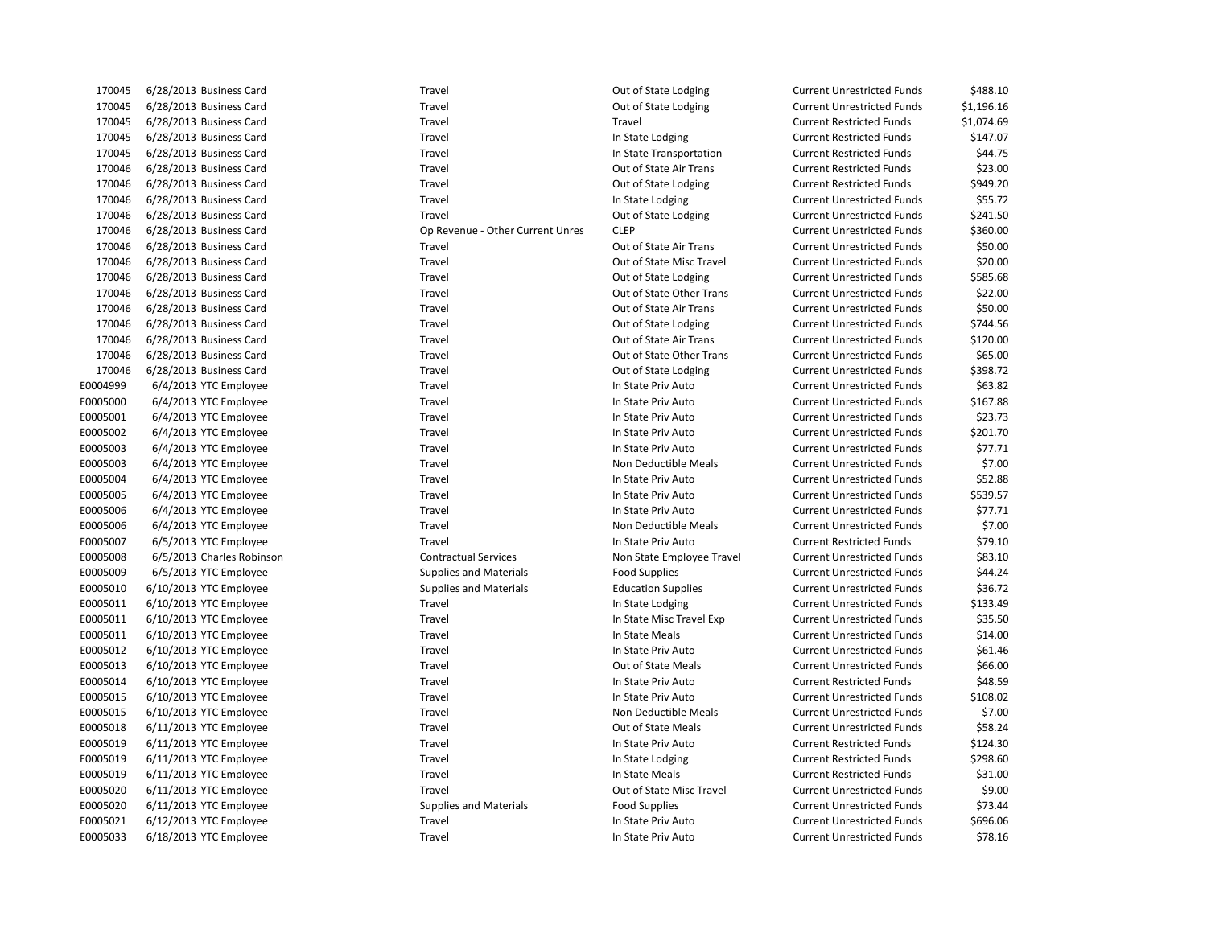| | | | | | | |
|---|---|---|---|---|---|---|
| 170045 | 6/28/2013 | Business Card | Travel | Out of State Lodging | Current Unrestricted Funds | $488.10 |
| 170045 | 6/28/2013 | Business Card | Travel | Out of State Lodging | Current Unrestricted Funds | $1,196.16 |
| 170045 | 6/28/2013 | Business Card | Travel | Travel | Current Restricted Funds | $1,074.69 |
| 170045 | 6/28/2013 | Business Card | Travel | In State Lodging | Current Restricted Funds | $147.07 |
| 170045 | 6/28/2013 | Business Card | Travel | In State Transportation | Current Restricted Funds | $44.75 |
| 170046 | 6/28/2013 | Business Card | Travel | Out of State Air Trans | Current Restricted Funds | $23.00 |
| 170046 | 6/28/2013 | Business Card | Travel | Out of State Lodging | Current Restricted Funds | $949.20 |
| 170046 | 6/28/2013 | Business Card | Travel | In State Lodging | Current Unrestricted Funds | $55.72 |
| 170046 | 6/28/2013 | Business Card | Travel | Out of State Lodging | Current Unrestricted Funds | $241.50 |
| 170046 | 6/28/2013 | Business Card | Op Revenue - Other Current Unres | CLEP | Current Unrestricted Funds | $360.00 |
| 170046 | 6/28/2013 | Business Card | Travel | Out of State Air Trans | Current Unrestricted Funds | $50.00 |
| 170046 | 6/28/2013 | Business Card | Travel | Out of State Misc Travel | Current Unrestricted Funds | $20.00 |
| 170046 | 6/28/2013 | Business Card | Travel | Out of State Lodging | Current Unrestricted Funds | $585.68 |
| 170046 | 6/28/2013 | Business Card | Travel | Out of State Other Trans | Current Unrestricted Funds | $22.00 |
| 170046 | 6/28/2013 | Business Card | Travel | Out of State Air Trans | Current Unrestricted Funds | $50.00 |
| 170046 | 6/28/2013 | Business Card | Travel | Out of State Lodging | Current Unrestricted Funds | $744.56 |
| 170046 | 6/28/2013 | Business Card | Travel | Out of State Air Trans | Current Unrestricted Funds | $120.00 |
| 170046 | 6/28/2013 | Business Card | Travel | Out of State Other Trans | Current Unrestricted Funds | $65.00 |
| 170046 | 6/28/2013 | Business Card | Travel | Out of State Lodging | Current Unrestricted Funds | $398.72 |
| E0004999 | 6/4/2013 | YTC Employee | Travel | In State Priv Auto | Current Unrestricted Funds | $63.82 |
| E0005000 | 6/4/2013 | YTC Employee | Travel | In State Priv Auto | Current Unrestricted Funds | $167.88 |
| E0005001 | 6/4/2013 | YTC Employee | Travel | In State Priv Auto | Current Unrestricted Funds | $23.73 |
| E0005002 | 6/4/2013 | YTC Employee | Travel | In State Priv Auto | Current Unrestricted Funds | $201.70 |
| E0005003 | 6/4/2013 | YTC Employee | Travel | In State Priv Auto | Current Unrestricted Funds | $77.71 |
| E0005003 | 6/4/2013 | YTC Employee | Travel | Non Deductible Meals | Current Unrestricted Funds | $7.00 |
| E0005004 | 6/4/2013 | YTC Employee | Travel | In State Priv Auto | Current Unrestricted Funds | $52.88 |
| E0005005 | 6/4/2013 | YTC Employee | Travel | In State Priv Auto | Current Unrestricted Funds | $539.57 |
| E0005006 | 6/4/2013 | YTC Employee | Travel | In State Priv Auto | Current Unrestricted Funds | $77.71 |
| E0005006 | 6/4/2013 | YTC Employee | Travel | Non Deductible Meals | Current Unrestricted Funds | $7.00 |
| E0005007 | 6/5/2013 | YTC Employee | Travel | In State Priv Auto | Current Restricted Funds | $79.10 |
| E0005008 | 6/5/2013 | Charles Robinson | Contractual Services | Non State Employee Travel | Current Unrestricted Funds | $83.10 |
| E0005009 | 6/5/2013 | YTC Employee | Supplies and Materials | Food Supplies | Current Unrestricted Funds | $44.24 |
| E0005010 | 6/10/2013 | YTC Employee | Supplies and Materials | Education Supplies | Current Unrestricted Funds | $36.72 |
| E0005011 | 6/10/2013 | YTC Employee | Travel | In State Lodging | Current Unrestricted Funds | $133.49 |
| E0005011 | 6/10/2013 | YTC Employee | Travel | In State Misc Travel Exp | Current Unrestricted Funds | $35.50 |
| E0005011 | 6/10/2013 | YTC Employee | Travel | In State Meals | Current Unrestricted Funds | $14.00 |
| E0005012 | 6/10/2013 | YTC Employee | Travel | In State Priv Auto | Current Unrestricted Funds | $61.46 |
| E0005013 | 6/10/2013 | YTC Employee | Travel | Out of State Meals | Current Unrestricted Funds | $66.00 |
| E0005014 | 6/10/2013 | YTC Employee | Travel | In State Priv Auto | Current Restricted Funds | $48.59 |
| E0005015 | 6/10/2013 | YTC Employee | Travel | In State Priv Auto | Current Unrestricted Funds | $108.02 |
| E0005015 | 6/10/2013 | YTC Employee | Travel | Non Deductible Meals | Current Unrestricted Funds | $7.00 |
| E0005018 | 6/11/2013 | YTC Employee | Travel | Out of State Meals | Current Unrestricted Funds | $58.24 |
| E0005019 | 6/11/2013 | YTC Employee | Travel | In State Priv Auto | Current Restricted Funds | $124.30 |
| E0005019 | 6/11/2013 | YTC Employee | Travel | In State Lodging | Current Restricted Funds | $298.60 |
| E0005019 | 6/11/2013 | YTC Employee | Travel | In State Meals | Current Restricted Funds | $31.00 |
| E0005020 | 6/11/2013 | YTC Employee | Travel | Out of State Misc Travel | Current Unrestricted Funds | $9.00 |
| E0005020 | 6/11/2013 | YTC Employee | Supplies and Materials | Food Supplies | Current Unrestricted Funds | $73.44 |
| E0005021 | 6/12/2013 | YTC Employee | Travel | In State Priv Auto | Current Unrestricted Funds | $696.06 |
| E0005033 | 6/18/2013 | YTC Employee | Travel | In State Priv Auto | Current Unrestricted Funds | $78.16 |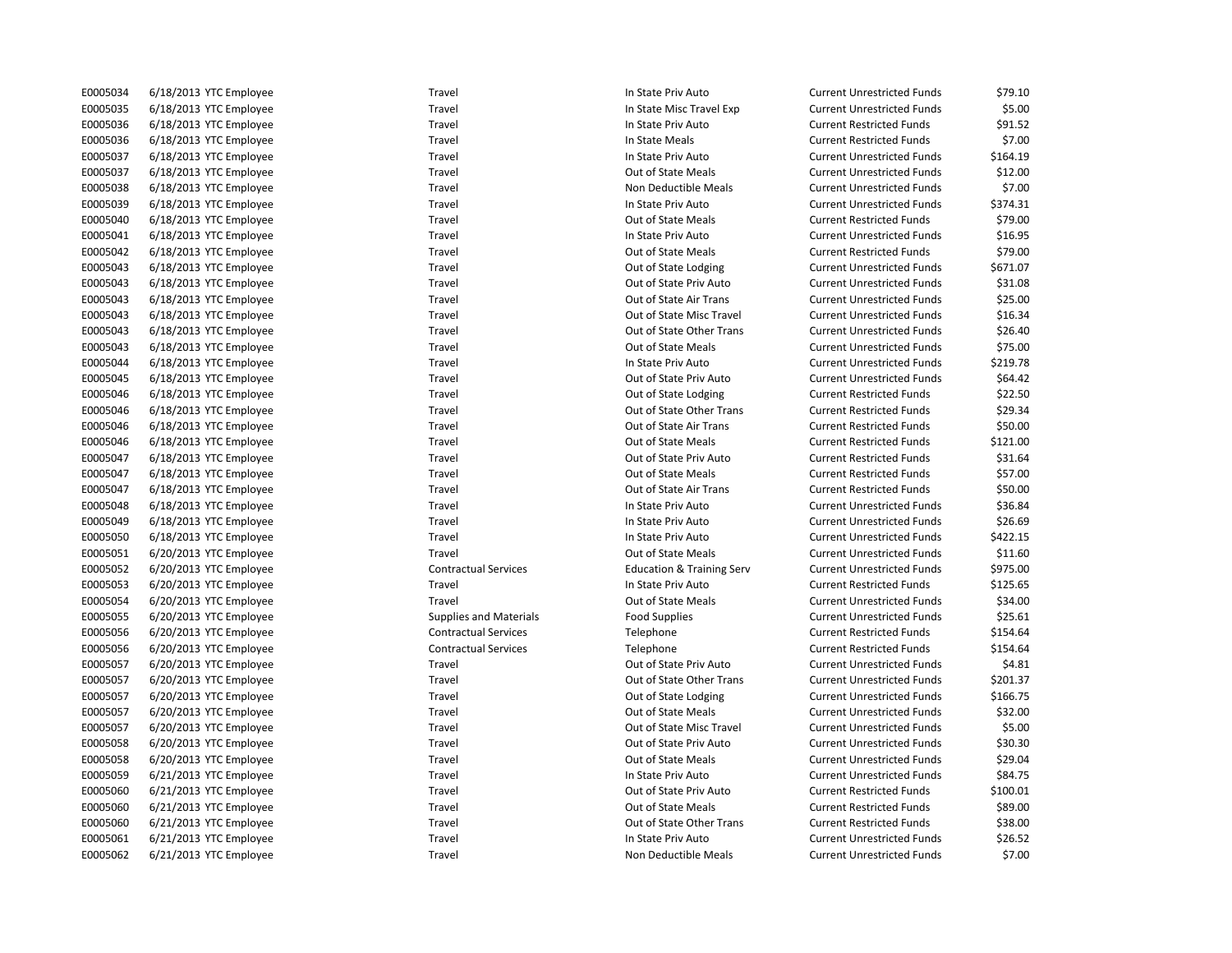| | | | | | | |
|---|---|---|---|---|---|---|
| E0005034 | 6/18/2013 | YTC Employee | Travel | In State Priv Auto | Current Unrestricted Funds | $79.10 |
| E0005035 | 6/18/2013 | YTC Employee | Travel | In State Misc Travel Exp | Current Unrestricted Funds | $5.00 |
| E0005036 | 6/18/2013 | YTC Employee | Travel | In State Priv Auto | Current Restricted Funds | $91.52 |
| E0005036 | 6/18/2013 | YTC Employee | Travel | In State Meals | Current Restricted Funds | $7.00 |
| E0005037 | 6/18/2013 | YTC Employee | Travel | In State Priv Auto | Current Unrestricted Funds | $164.19 |
| E0005037 | 6/18/2013 | YTC Employee | Travel | Out of State Meals | Current Unrestricted Funds | $12.00 |
| E0005038 | 6/18/2013 | YTC Employee | Travel | Non Deductible Meals | Current Unrestricted Funds | $7.00 |
| E0005039 | 6/18/2013 | YTC Employee | Travel | In State Priv Auto | Current Unrestricted Funds | $374.31 |
| E0005040 | 6/18/2013 | YTC Employee | Travel | Out of State Meals | Current Restricted Funds | $79.00 |
| E0005041 | 6/18/2013 | YTC Employee | Travel | In State Priv Auto | Current Unrestricted Funds | $16.95 |
| E0005042 | 6/18/2013 | YTC Employee | Travel | Out of State Meals | Current Restricted Funds | $79.00 |
| E0005043 | 6/18/2013 | YTC Employee | Travel | Out of State Lodging | Current Unrestricted Funds | $671.07 |
| E0005043 | 6/18/2013 | YTC Employee | Travel | Out of State Priv Auto | Current Unrestricted Funds | $31.08 |
| E0005043 | 6/18/2013 | YTC Employee | Travel | Out of State Air Trans | Current Unrestricted Funds | $25.00 |
| E0005043 | 6/18/2013 | YTC Employee | Travel | Out of State Misc Travel | Current Unrestricted Funds | $16.34 |
| E0005043 | 6/18/2013 | YTC Employee | Travel | Out of State Other Trans | Current Unrestricted Funds | $26.40 |
| E0005043 | 6/18/2013 | YTC Employee | Travel | Out of State Meals | Current Unrestricted Funds | $75.00 |
| E0005044 | 6/18/2013 | YTC Employee | Travel | In State Priv Auto | Current Unrestricted Funds | $219.78 |
| E0005045 | 6/18/2013 | YTC Employee | Travel | Out of State Priv Auto | Current Unrestricted Funds | $64.42 |
| E0005046 | 6/18/2013 | YTC Employee | Travel | Out of State Lodging | Current Restricted Funds | $22.50 |
| E0005046 | 6/18/2013 | YTC Employee | Travel | Out of State Other Trans | Current Restricted Funds | $29.34 |
| E0005046 | 6/18/2013 | YTC Employee | Travel | Out of State Air Trans | Current Restricted Funds | $50.00 |
| E0005046 | 6/18/2013 | YTC Employee | Travel | Out of State Meals | Current Restricted Funds | $121.00 |
| E0005047 | 6/18/2013 | YTC Employee | Travel | Out of State Priv Auto | Current Restricted Funds | $31.64 |
| E0005047 | 6/18/2013 | YTC Employee | Travel | Out of State Meals | Current Restricted Funds | $57.00 |
| E0005047 | 6/18/2013 | YTC Employee | Travel | Out of State Air Trans | Current Restricted Funds | $50.00 |
| E0005048 | 6/18/2013 | YTC Employee | Travel | In State Priv Auto | Current Unrestricted Funds | $36.84 |
| E0005049 | 6/18/2013 | YTC Employee | Travel | In State Priv Auto | Current Unrestricted Funds | $26.69 |
| E0005050 | 6/18/2013 | YTC Employee | Travel | In State Priv Auto | Current Unrestricted Funds | $422.15 |
| E0005051 | 6/20/2013 | YTC Employee | Travel | Out of State Meals | Current Unrestricted Funds | $11.60 |
| E0005052 | 6/20/2013 | YTC Employee | Contractual Services | Education & Training Serv | Current Unrestricted Funds | $975.00 |
| E0005053 | 6/20/2013 | YTC Employee | Travel | In State Priv Auto | Current Restricted Funds | $125.65 |
| E0005054 | 6/20/2013 | YTC Employee | Travel | Out of State Meals | Current Unrestricted Funds | $34.00 |
| E0005055 | 6/20/2013 | YTC Employee | Supplies and Materials | Food Supplies | Current Unrestricted Funds | $25.61 |
| E0005056 | 6/20/2013 | YTC Employee | Contractual Services | Telephone | Current Restricted Funds | $154.64 |
| E0005056 | 6/20/2013 | YTC Employee | Contractual Services | Telephone | Current Restricted Funds | $154.64 |
| E0005057 | 6/20/2013 | YTC Employee | Travel | Out of State Priv Auto | Current Unrestricted Funds | $4.81 |
| E0005057 | 6/20/2013 | YTC Employee | Travel | Out of State Other Trans | Current Unrestricted Funds | $201.37 |
| E0005057 | 6/20/2013 | YTC Employee | Travel | Out of State Lodging | Current Unrestricted Funds | $166.75 |
| E0005057 | 6/20/2013 | YTC Employee | Travel | Out of State Meals | Current Unrestricted Funds | $32.00 |
| E0005057 | 6/20/2013 | YTC Employee | Travel | Out of State Misc Travel | Current Unrestricted Funds | $5.00 |
| E0005058 | 6/20/2013 | YTC Employee | Travel | Out of State Priv Auto | Current Unrestricted Funds | $30.30 |
| E0005058 | 6/20/2013 | YTC Employee | Travel | Out of State Meals | Current Unrestricted Funds | $29.04 |
| E0005059 | 6/21/2013 | YTC Employee | Travel | In State Priv Auto | Current Unrestricted Funds | $84.75 |
| E0005060 | 6/21/2013 | YTC Employee | Travel | Out of State Priv Auto | Current Restricted Funds | $100.01 |
| E0005060 | 6/21/2013 | YTC Employee | Travel | Out of State Meals | Current Restricted Funds | $89.00 |
| E0005060 | 6/21/2013 | YTC Employee | Travel | Out of State Other Trans | Current Restricted Funds | $38.00 |
| E0005061 | 6/21/2013 | YTC Employee | Travel | In State Priv Auto | Current Unrestricted Funds | $26.52 |
| E0005062 | 6/21/2013 | YTC Employee | Travel | Non Deductible Meals | Current Unrestricted Funds | $7.00 |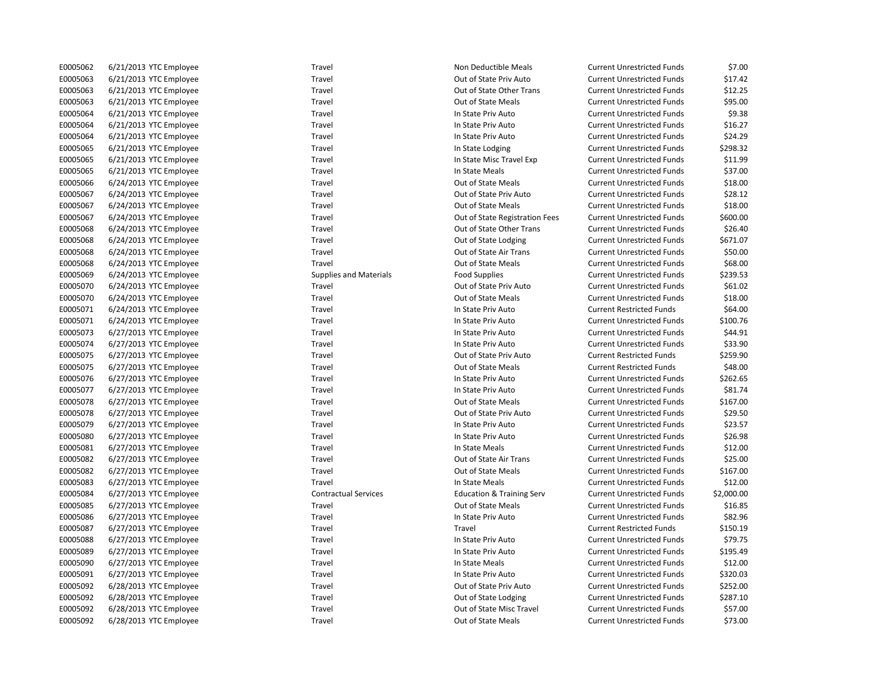| | | | | | | |
|---|---|---|---|---|---|---|
| E0005062 | 6/21/2013 | YTC Employee | Travel | Non Deductible Meals | Current Unrestricted Funds | $7.00 |
| E0005063 | 6/21/2013 | YTC Employee | Travel | Out of State Priv Auto | Current Unrestricted Funds | $17.42 |
| E0005063 | 6/21/2013 | YTC Employee | Travel | Out of State Other Trans | Current Unrestricted Funds | $12.25 |
| E0005063 | 6/21/2013 | YTC Employee | Travel | Out of State Meals | Current Unrestricted Funds | $95.00 |
| E0005064 | 6/21/2013 | YTC Employee | Travel | In State Priv Auto | Current Unrestricted Funds | $9.38 |
| E0005064 | 6/21/2013 | YTC Employee | Travel | In State Priv Auto | Current Unrestricted Funds | $16.27 |
| E0005064 | 6/21/2013 | YTC Employee | Travel | In State Priv Auto | Current Unrestricted Funds | $24.29 |
| E0005065 | 6/21/2013 | YTC Employee | Travel | In State Lodging | Current Unrestricted Funds | $298.32 |
| E0005065 | 6/21/2013 | YTC Employee | Travel | In State Misc Travel Exp | Current Unrestricted Funds | $11.99 |
| E0005065 | 6/21/2013 | YTC Employee | Travel | In State Meals | Current Unrestricted Funds | $37.00 |
| E0005066 | 6/24/2013 | YTC Employee | Travel | Out of State Meals | Current Unrestricted Funds | $18.00 |
| E0005067 | 6/24/2013 | YTC Employee | Travel | Out of State Priv Auto | Current Unrestricted Funds | $28.12 |
| E0005067 | 6/24/2013 | YTC Employee | Travel | Out of State Meals | Current Unrestricted Funds | $18.00 |
| E0005067 | 6/24/2013 | YTC Employee | Travel | Out of State Registration Fees | Current Unrestricted Funds | $600.00 |
| E0005068 | 6/24/2013 | YTC Employee | Travel | Out of State Other Trans | Current Unrestricted Funds | $26.40 |
| E0005068 | 6/24/2013 | YTC Employee | Travel | Out of State Lodging | Current Unrestricted Funds | $671.07 |
| E0005068 | 6/24/2013 | YTC Employee | Travel | Out of State Air Trans | Current Unrestricted Funds | $50.00 |
| E0005068 | 6/24/2013 | YTC Employee | Travel | Out of State Meals | Current Unrestricted Funds | $68.00 |
| E0005069 | 6/24/2013 | YTC Employee | Supplies and Materials | Food Supplies | Current Unrestricted Funds | $239.53 |
| E0005070 | 6/24/2013 | YTC Employee | Travel | Out of State Priv Auto | Current Unrestricted Funds | $61.02 |
| E0005070 | 6/24/2013 | YTC Employee | Travel | Out of State Meals | Current Unrestricted Funds | $18.00 |
| E0005071 | 6/24/2013 | YTC Employee | Travel | In State Priv Auto | Current Restricted Funds | $64.00 |
| E0005071 | 6/24/2013 | YTC Employee | Travel | In State Priv Auto | Current Unrestricted Funds | $100.76 |
| E0005073 | 6/27/2013 | YTC Employee | Travel | In State Priv Auto | Current Unrestricted Funds | $44.91 |
| E0005074 | 6/27/2013 | YTC Employee | Travel | In State Priv Auto | Current Unrestricted Funds | $33.90 |
| E0005075 | 6/27/2013 | YTC Employee | Travel | Out of State Priv Auto | Current Restricted Funds | $259.90 |
| E0005075 | 6/27/2013 | YTC Employee | Travel | Out of State Meals | Current Restricted Funds | $48.00 |
| E0005076 | 6/27/2013 | YTC Employee | Travel | In State Priv Auto | Current Unrestricted Funds | $262.65 |
| E0005077 | 6/27/2013 | YTC Employee | Travel | In State Priv Auto | Current Unrestricted Funds | $81.74 |
| E0005078 | 6/27/2013 | YTC Employee | Travel | Out of State Meals | Current Unrestricted Funds | $167.00 |
| E0005078 | 6/27/2013 | YTC Employee | Travel | Out of State Priv Auto | Current Unrestricted Funds | $29.50 |
| E0005079 | 6/27/2013 | YTC Employee | Travel | In State Priv Auto | Current Unrestricted Funds | $23.57 |
| E0005080 | 6/27/2013 | YTC Employee | Travel | In State Priv Auto | Current Unrestricted Funds | $26.98 |
| E0005081 | 6/27/2013 | YTC Employee | Travel | In State Meals | Current Unrestricted Funds | $12.00 |
| E0005082 | 6/27/2013 | YTC Employee | Travel | Out of State Air Trans | Current Unrestricted Funds | $25.00 |
| E0005082 | 6/27/2013 | YTC Employee | Travel | Out of State Meals | Current Unrestricted Funds | $167.00 |
| E0005083 | 6/27/2013 | YTC Employee | Travel | In State Meals | Current Unrestricted Funds | $12.00 |
| E0005084 | 6/27/2013 | YTC Employee | Contractual Services | Education & Training Serv | Current Unrestricted Funds | $2,000.00 |
| E0005085 | 6/27/2013 | YTC Employee | Travel | Out of State Meals | Current Unrestricted Funds | $16.85 |
| E0005086 | 6/27/2013 | YTC Employee | Travel | In State Priv Auto | Current Unrestricted Funds | $82.96 |
| E0005087 | 6/27/2013 | YTC Employee | Travel | Travel | Current Restricted Funds | $150.19 |
| E0005088 | 6/27/2013 | YTC Employee | Travel | In State Priv Auto | Current Unrestricted Funds | $79.75 |
| E0005089 | 6/27/2013 | YTC Employee | Travel | In State Priv Auto | Current Unrestricted Funds | $195.49 |
| E0005090 | 6/27/2013 | YTC Employee | Travel | In State Meals | Current Unrestricted Funds | $12.00 |
| E0005091 | 6/27/2013 | YTC Employee | Travel | In State Priv Auto | Current Unrestricted Funds | $320.03 |
| E0005092 | 6/28/2013 | YTC Employee | Travel | Out of State Priv Auto | Current Unrestricted Funds | $252.00 |
| E0005092 | 6/28/2013 | YTC Employee | Travel | Out of State Lodging | Current Unrestricted Funds | $287.10 |
| E0005092 | 6/28/2013 | YTC Employee | Travel | Out of State Misc Travel | Current Unrestricted Funds | $57.00 |
| E0005092 | 6/28/2013 | YTC Employee | Travel | Out of State Meals | Current Unrestricted Funds | $73.00 |